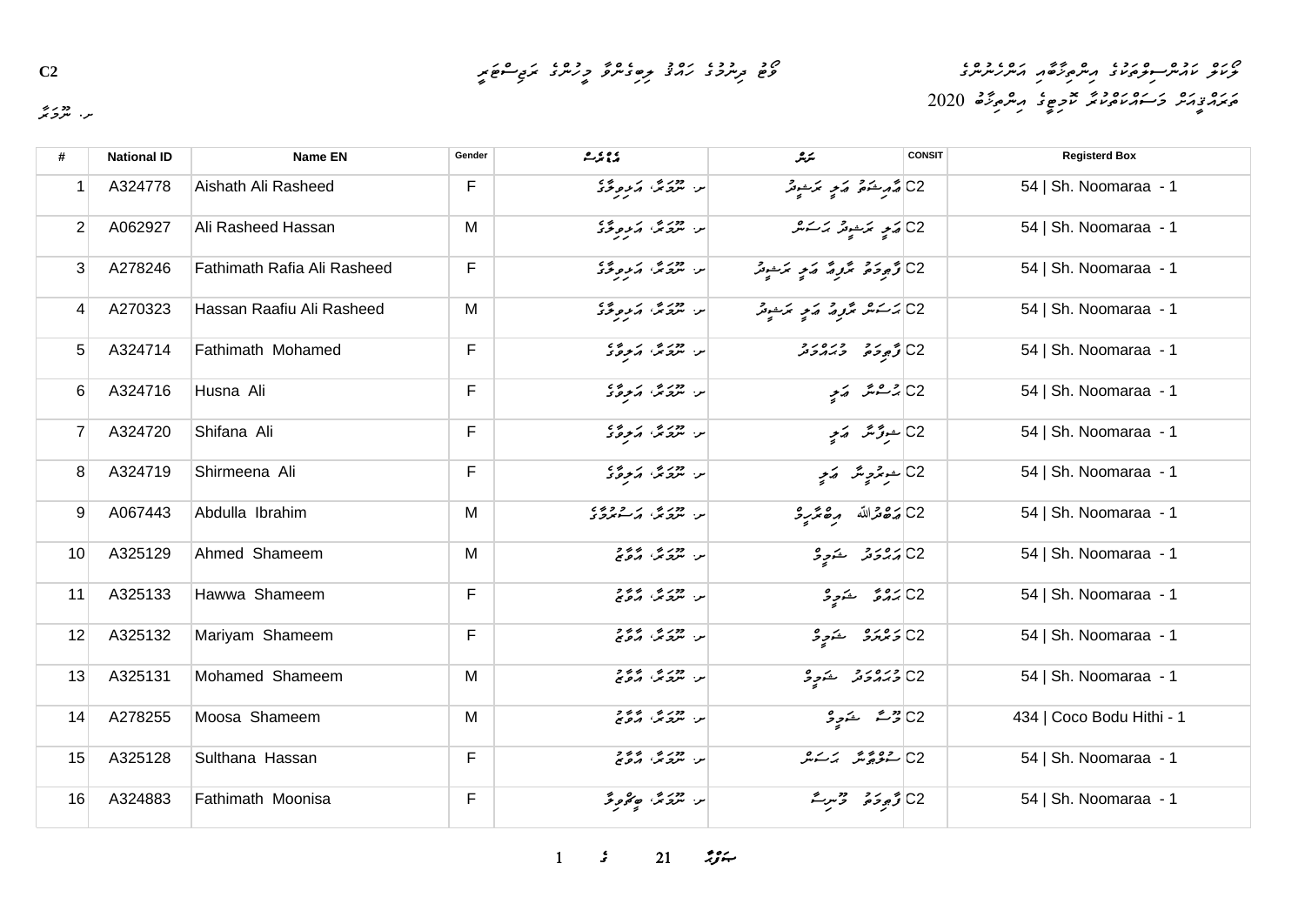ޕާލަމެންޓަރީ އިންތިޚާބު 2020

C2 ވޯޓު ދިނުމުގެ ހައްޤު ލިބިގެންވާ މީހުންގެ ނަމުގެ ލިސްޓު

ށ. ނޫމަރާ

| # | National ID | Name EN | Gender | އެޑްރެސް | ނަން | CONSIT | Registerd Box |
|---|---|---|---|---|---|---|---|
| 1 | A324778 | Aishath Ali Rasheed | F | ށ. ނޫމަރާ، އަލިވިލާގެ | އައިޝަތު އަލި ރަޝީދު | C2 | 54 \| Sh. Noomaraa - 1 |
| 2 | A062927 | Ali Rasheed Hassan | M | ށ. ނޫމަރާ، އަލިވިލާގެ | އަލި ރަޝީދު ހަސަން | C2 | 54 \| Sh. Noomaraa - 1 |
| 3 | A278246 | Fathimath Rafia Ali Rasheed | F | ށ. ނޫމަރާ، އަލިވިލާގެ | ފާތިމަތު ރާފިޢާ އަލި ރަޝީދު | C2 | 54 \| Sh. Noomaraa - 1 |
| 4 | A270323 | Hassan Raafiu Ali Rasheed | M | ށ. ނޫމަރާ، އަލިވިލާގެ | ހަސަން ރާފިއު އަލި ރަޝީދު | C2 | 54 \| Sh. Noomaraa - 1 |
| 5 | A324714 | Fathimath Mohamed | F | ށ. ނޫމަރާ، އަލިވާދީ | ފާތިމަތު މުހައްމަދު | C2 | 54 \| Sh. Noomaraa - 1 |
| 6 | A324716 | Husna Ali | F | ށ. ނޫމަރާ، އަލިވާދީ | ހުސްނާ އަލި | C2 | 54 \| Sh. Noomaraa - 1 |
| 7 | A324720 | Shifana Ali | F | ށ. ނޫމަރާ، އަލިވާދީ | ޝިފާނާ އަލި | C2 | 54 \| Sh. Noomaraa - 1 |
| 8 | A324719 | Shirmeena Ali | F | ށ. ނޫމަރާ، އަލިވާދީ | ޝިރުމީނާ އަލި | C2 | 54 \| Sh. Noomaraa - 1 |
| 9 | A067443 | Abdulla Ibrahim | M | ށ. ނޫމަރާ، އަސްމަރުގެ | އަބްދުﷲ އިބްރާހީމް | C2 | 54 \| Sh. Noomaraa - 1 |
| 10 | A325129 | Ahmed Shameem | M | ށ. ނޫމަރާ، އާމަޖް | އަހުމަދު ޝަމީމް | C2 | 54 \| Sh. Noomaraa - 1 |
| 11 | A325133 | Hawwa Shameem | F | ށ. ނޫމަރާ، އާމަޖް | ހައްވާ ޝަމީމް | C2 | 54 \| Sh. Noomaraa - 1 |
| 12 | A325132 | Mariyam Shameem | F | ށ. ނޫމަރާ، އާމަޖް | މަރިޔަމް ޝަމީމް | C2 | 54 \| Sh. Noomaraa - 1 |
| 13 | A325131 | Mohamed Shameem | M | ށ. ނޫމަރާ، އާމަޖް | މުހައްމަދު ޝަމީމް | C2 | 54 \| Sh. Noomaraa - 1 |
| 14 | A278255 | Moosa Shameem | M | ށ. ނޫމަރާ، އާމަޖް | މޫސާ ޝަމީމް | C2 | 434 \| Coco Bodu Hithi - 1 |
| 15 | A325128 | Sulthana Hassan | F | ށ. ނޫމަރާ، އާމަޖް | ސުލްތާނާ ހަސަން | C2 | 54 \| Sh. Noomaraa - 1 |
| 16 | A324883 | Fathimath Moonisa | F | ށ. ނޫމަރާ، ބީޗްވިލާ | ފާތިމަތު މޫނިސާ | C2 | 54 \| Sh. Noomaraa - 1 |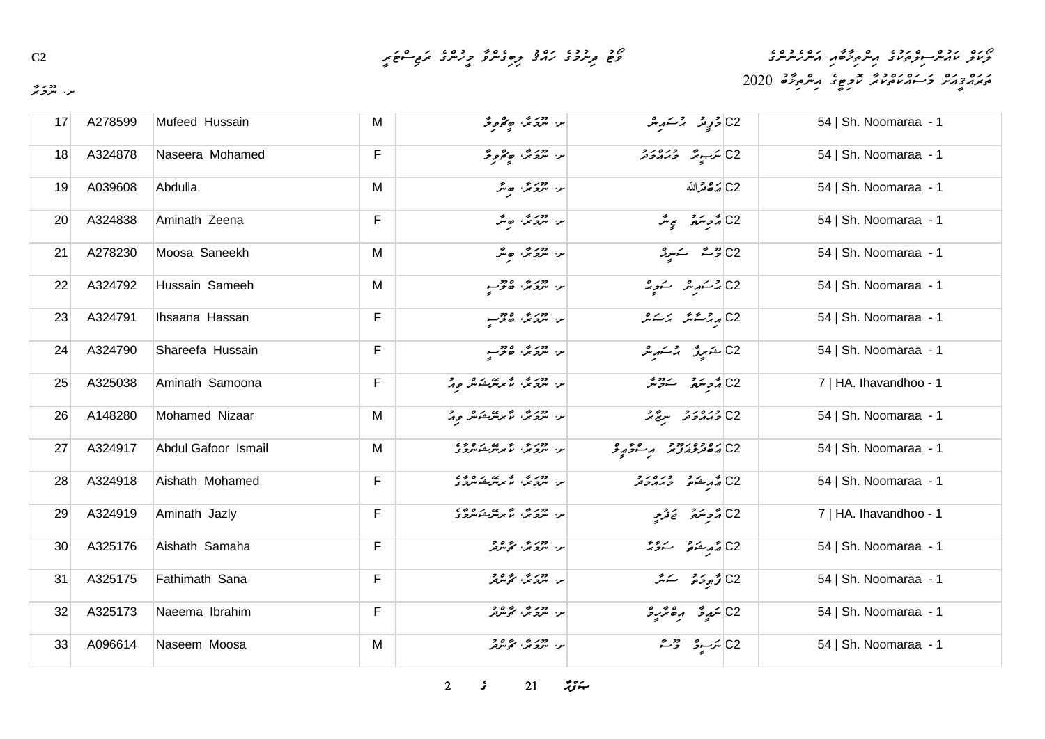ރ. ނޫމަރާ

| 17 | A278599 | Mufeed Hussain | M | ށ. ނޫމަރާ، ބިލިމަގު | މުފީދު ހުސައިން C2 | 54 \| Sh. Noomaraa - 1 |
|---|---|---|---|---|---|---|
| 18 | A324878 | Naseera Mohamed | F | ށ. ނޫމަރާ، ބިލިމަގު | ނަސީރާ މުހައްމަދު C2 | 54 \| Sh. Noomaraa - 1 |
| 19 | A039608 | Abdulla | M | ށ. ނޫމަރާ، ބިނާ | އަބްދުﷲ C2 | 54 \| Sh. Noomaraa - 1 |
| 20 | A324838 | Aminath Zeena | F | ށ. ނޫމަރާ، ބިނާ | އާމިނަތު ޒީނާ C2 | 54 \| Sh. Noomaraa - 1 |
| 21 | A278230 | Moosa Saneekh | M | ށ. ނޫމަރާ، ބިނާ | މޫސާ ސަނީޚް C2 | 54 \| Sh. Noomaraa - 1 |
| 22 | A324792 | Hussain Sameeh | M | ށ. ނޫމަރާ، ބޫސް | ހުސައިން ސަމީހު C2 | 54 \| Sh. Noomaraa - 1 |
| 23 | A324791 | Ihsaana Hassan | F | ށ. ނޫމަރާ، ބޫސް | އިހްސާނާ ހަސަން C2 | 54 \| Sh. Noomaraa - 1 |
| 24 | A324790 | Shareefa Hussain | F | ށ. ނޫމަރާ، ބޫސް | ޝަރީފާ ހުސައިން C2 | 54 \| Sh. Noomaraa - 1 |
| 25 | A325038 | Aminath Samoona | F | ށ. ނޫމަރާ، ގްރީންލޭންޑް ވިލާ | އާމިނަތު ސަމޫނާ C2 | 7 \| HA. Ihavandhoo - 1 |
| 26 | A148280 | Mohamed Nizaar | M | ށ. ނޫމަރާ، ގްރީންލޭންޑް ވިލާ | މުހައްމަދު ނިޒާރު C2 | 54 \| Sh. Noomaraa - 1 |
| 27 | A324917 | Abdul Gafoor Ismail | M | ށ. ނޫމަރާ، ގްރީންލޭންޑްގެ | އަބްދުލްޣަފޫރު އިސްމާއީލް C2 | 54 \| Sh. Noomaraa - 1 |
| 28 | A324918 | Aishath Mohamed | F | ށ. ނޫމަރާ، ގްރީންލޭންޑްގެ | އައިޝަތު މުހައްމަދު C2 | 54 \| Sh. Noomaraa - 1 |
| 29 | A324919 | Aminath Jazly | F | ށ. ނޫމަރާ، ގްރީންލޭންޑްގެ | އާމިނަތު ޖަޒްލީ C2 | 7 \| HA. Ihavandhoo - 1 |
| 30 | A325176 | Aishath Samaha | F | ށ. ނޫމަރާ، ގޯސްޓު | އައިޝަތު ސަމާހާ C2 | 54 \| Sh. Noomaraa - 1 |
| 31 | A325175 | Fathimath Sana | F | ށ. ނޫމަރާ، ގޯސްޓު | ފާތިމަތު ސަނާ C2 | 54 \| Sh. Noomaraa - 1 |
| 32 | A325173 | Naeema Ibrahim | F | ށ. ނޫމަރާ، ގޯސްޓު | ނައީމާ އިބްރާހީމް C2 | 54 \| Sh. Noomaraa - 1 |
| 33 | A096614 | Naseem Moosa | M | ށ. ނޫމަރާ، ގޯސްޓު | ނަސީމް މޫސާ C2 | 54 \| Sh. Noomaraa - 1 |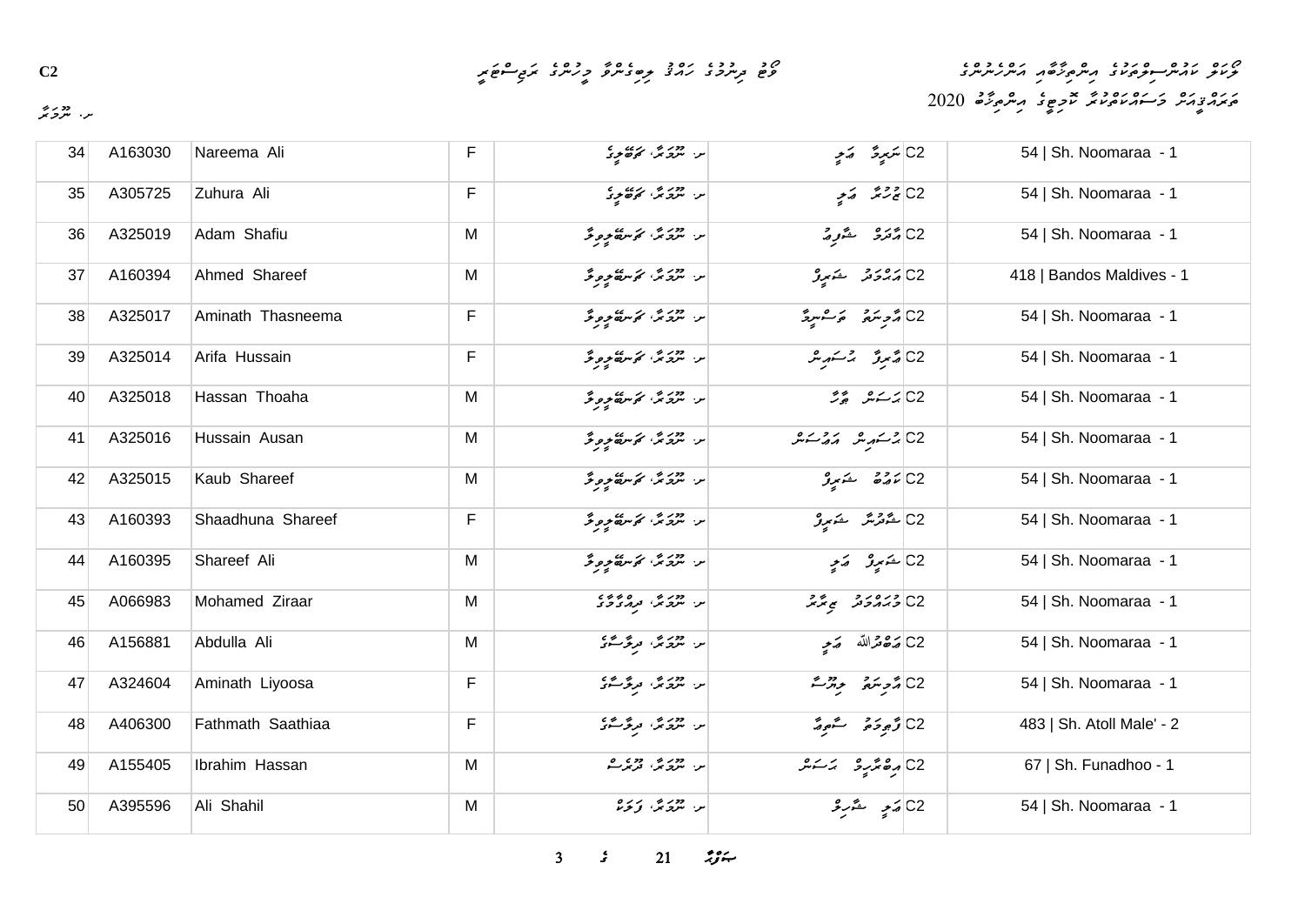| 34 | A163030 | Nareema Ali | F | ށ. ނޫމަރާ، ޓަވަރުވިލާ | ނަރީމާ ޢަލީ C2 | 54 \| Sh. Noomaraa - 1 |
|---|---|---|---|---|---|---|
| 35 | A305725 | Zuhura Ali | F | ށ. ނޫމަރާ، ޓަވަރުވިލާ | ޒުހުރާ ޢަލީ C2 | 54 \| Sh. Noomaraa - 1 |
| 36 | A325019 | Adam Shafiu | M | ށ. ނޫމަރާ، ޓަރަސްޓްވިލާ | އާދަމް ޝާފިއު C2 | 54 \| Sh. Noomaraa - 1 |
| 37 | A160394 | Ahmed Shareef | M | ށ. ނޫމަރާ، ޓަރަސްޓްވިލާ | އަހުމަދު ޝަރީފް C2 | 418 \| Bandos Maldives - 1 |
| 38 | A325017 | Aminath Thasneema | F | ށ. ނޫމަރާ، ޓަރަސްޓްވިލާ | އާމިނަތު ތަސްނީމާ C2 | 54 \| Sh. Noomaraa - 1 |
| 39 | A325014 | Arifa Hussain | F | ށ. ނޫމަރާ، ޓަރަސްޓްވިލާ | އާރިފާ ހުސައިން C2 | 54 \| Sh. Noomaraa - 1 |
| 40 | A325018 | Hassan Thoaha | M | ށ. ނޫމަރާ، ޓަރަސްޓްވިލާ | ހަސަން ތޯހާ C2 | 54 \| Sh. Noomaraa - 1 |
| 41 | A325016 | Hussain Ausan | M | ށ. ނޫމަރާ، ޓަރަސްޓްވިލާ | ހުސައިން އައުސަން C2 | 54 \| Sh. Noomaraa - 1 |
| 42 | A325015 | Kaub Shareef | M | ށ. ނޫމަރާ، ޓަރަސްޓްވިލާ | ކައުބް ޝަރީފް C2 | 54 \| Sh. Noomaraa - 1 |
| 43 | A160393 | Shaadhuna Shareef | F | ށ. ނޫމަރާ، ޓަރަސްޓްވިލާ | ޝާދުނާ ޝަރީފް C2 | 54 \| Sh. Noomaraa - 1 |
| 44 | A160395 | Shareef Ali | M | ށ. ނޫމަރާ، ޓަރަސްޓްވިލާ | ޝަރީފް ޢަލީ C2 | 54 \| Sh. Noomaraa - 1 |
| 45 | A066983 | Mohamed Ziraar | M | ށ. ނޫމަރާ، ދިއަމަގުމާގެ | މުޙައްމަދު ޒިރާރު C2 | 54 \| Sh. Noomaraa - 1 |
| 46 | A156881 | Abdulla Ali | M | ށ. ނޫމަރާ، ދިލާސާގެ | އަބްދުالله ޢަލީ C2 | 54 \| Sh. Noomaraa - 1 |
| 47 | A324604 | Aminath Liyoosa | F | ށ. ނޫމަރާ، ދިލާސާގެ | އާމިނަތު ލިޔޫސާ C2 | 54 \| Sh. Noomaraa - 1 |
| 48 | A406300 | Fathmath Saathiaa | F | ށ. ނޫމަރާ، ދިލާސާގެ | ފާތިމަތު ސާތިޢާ C2 | 483 \| Sh. Atoll Male' - 2 |
| 49 | A155405 | Ibrahim Hassan | M | ށ. ނޫމަރާ، ދޫރެސް | އިބްރާހީމް ހަސަން C2 | 67 \| Sh. Funadhoo - 1 |
| 50 | A395596 | Ali Shahil | M | ށ. ނޫމަރާ، ފަރުމް | ޢަލީ ޝާހިލް C2 | 54 \| Sh. Noomaraa - 1 |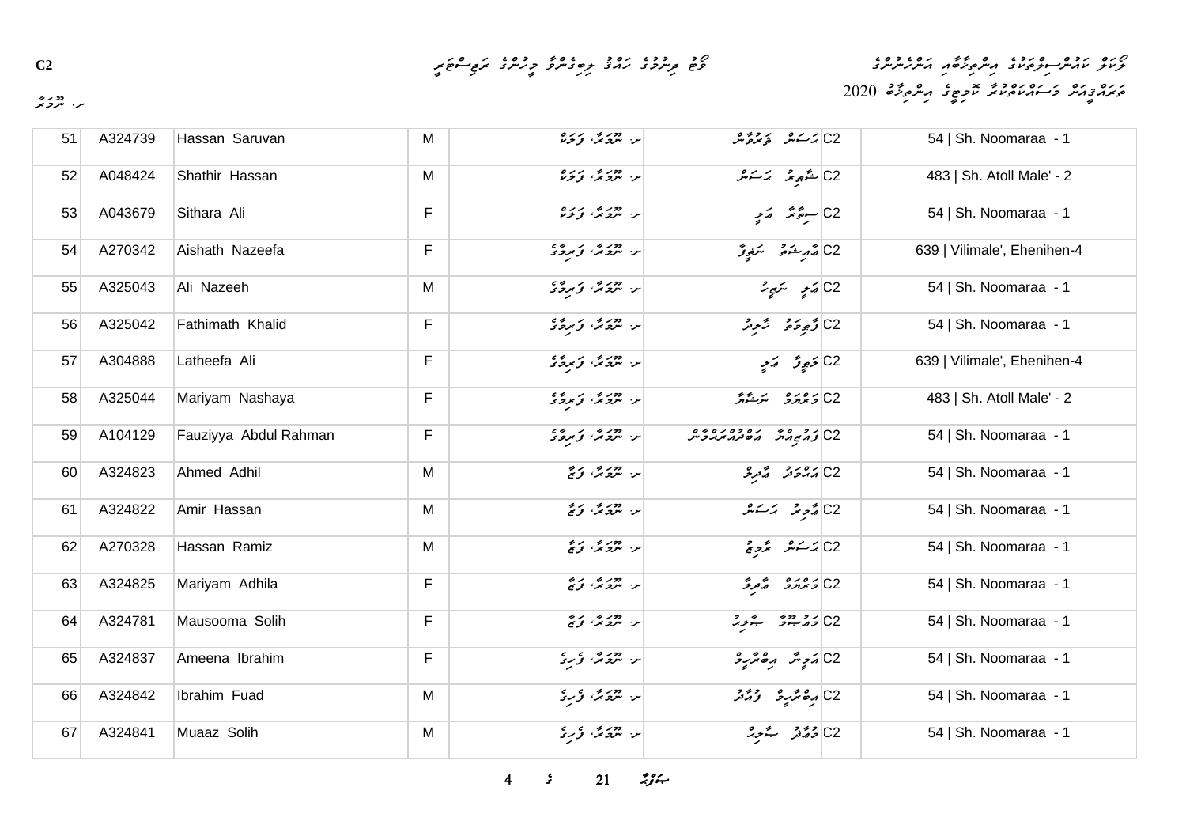| 51 | A324739 | Hassan Saruvan | M | ށ. ނޫމަރާ، ފަރަކް | C2 ޙަސަން ޞަރުވާން | 54 \| Sh. Noomaraa - 1 |
|---|---|---|---|---|---|---|
| 52 | A048424 | Shathir Hassan | M | ށ. ނޫމަރާ، ފަރަކް | C2 ޝާތިރު ޙަސަން | 483 \| Sh. Atoll Male' - 2 |
| 53 | A043679 | Sithara Ali | F | ށ. ނޫމަރާ، ފަރަކް | C2 ސިތާރާ ޢަލީ | 54 \| Sh. Noomaraa - 1 |
| 54 | A270342 | Aishath Nazeefa | F | ށ. ނޫމަރާ، ފަރިވާގެ | C2 ޢާއިޝަތު ނަޒީފާ | 639 \| Vilimale', Ehenihen-4 |
| 55 | A325043 | Ali Nazeeh | M | ށ. ނޫމަރާ، ފަރިވާގެ | C2 ޢަލީ ނަޒީހު | 54 \| Sh. Noomaraa - 1 |
| 56 | A325042 | Fathimath Khalid | F | ށ. ނޫމަރާ، ފަރިވާގެ | C2 ފާތިމަތު ޚާލިދު | 54 \| Sh. Noomaraa - 1 |
| 57 | A304888 | Latheefa Ali | F | ށ. ނޫމަރާ، ފަރިވާގެ | C2 ލަތީފާ ޢަލީ | 639 \| Vilimale', Ehenihen-4 |
| 58 | A325044 | Mariyam Nashaya | F | ށ. ނޫމަރާ، ފަރިވާގެ | C2 މަރިޔަމް ނަޝާޔާ | 483 \| Sh. Atoll Male' - 2 |
| 59 | A104129 | Fauziyya Abdul Rahman | F | ށ. ނޫމަރާ، ފަރިވާގެ | C2 ފައުޒިއްޔާ ޢަބްދުއްރަޙްމާން | 54 \| Sh. Noomaraa - 1 |
| 60 | A324823 | Ahmed Adhil | M | ށ. ނޫމަރާ، ފަޖު | C2 އަޙްމަދު ޢާދިލް | 54 \| Sh. Noomaraa - 1 |
| 61 | A324822 | Amir Hassan | M | ށ. ނޫމަރާ، ފަޖު | C2 އާމިރު ޙަސަން | 54 \| Sh. Noomaraa - 1 |
| 62 | A270328 | Hassan Ramiz | M | ށ. ނޫމަރާ، ފަޖު | C2 ޙަސަން ރާމިޒް | 54 \| Sh. Noomaraa - 1 |
| 63 | A324825 | Mariyam Adhila | F | ށ. ނޫމަރާ، ފަޖު | C2 މަރިޔަމް ޢާދިލާ | 54 \| Sh. Noomaraa - 1 |
| 64 | A324781 | Mausooma Solih | F | ށ. ނޫމަރާ، ފަޖު | C2 މައުޞޫމާ ޞާލިޙް | 54 \| Sh. Noomaraa - 1 |
| 65 | A324837 | Ameena Ibrahim | F | ށ. ނޫމަރާ، ފިނިގެ | C2 އަމީނާ އިބްރާހީމް | 54 \| Sh. Noomaraa - 1 |
| 66 | A324842 | Ibrahim Fuad | M | ށ. ނޫމަރާ، ފިނިގެ | C2 އިބްރާހީމް ފުއާދު | 54 \| Sh. Noomaraa - 1 |
| 67 | A324841 | Muaaz Solih | M | ށ. ނޫމަރާ، ފިނިގެ | C2 މުޢާޛު ޞާލިޙް | 54 \| Sh. Noomaraa - 1 |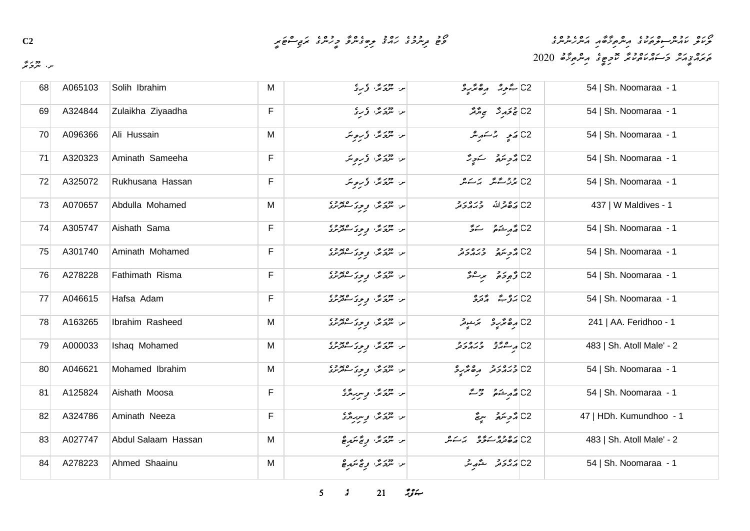| 68 | A065103 | Solih Ibrahim | M | ސ. ނޫމަރާ، ވާދީ | C2 ޞާލިޙް އިބްރާހީމް | 54 \| Sh. Noomaraa - 1 |
|---|---|---|---|---|---|---|
| 69 | A324844 | Zulaikha Ziyaadha | F | ސ. ނޫމަރާ، ވާދީ | C2 ޒުލައިޚާ ޒިޔާދާ | 54 \| Sh. Noomaraa - 1 |
| 70 | A096366 | Ali Hussain | M | ސ. ނޫމަރާ، ވާދިވަނަ | C2 ޢަލީ ހުސައިން | 54 \| Sh. Noomaraa - 1 |
| 71 | A320323 | Aminath Sameeha | F | ސ. ނޫމަރާ، ވާދިވަނަ | C2 އާމިނަތު ސަމީހާ | 54 \| Sh. Noomaraa - 1 |
| 72 | A325072 | Rukhusana Hassan | F | ސ. ނޫމަރާ، ވާދިވަނަ | C2 ރުޚްސާނާ ހަސަން | 54 \| Sh. Noomaraa - 1 |
| 73 | A070657 | Abdulla Mohamed | M | ސ. ނޫމަރާ، ވިލާސްފަރުދާ | C2 އަބްދުﷲ މުހައްމަދު | 437 \| W Maldives - 1 |
| 74 | A305747 | Aishath Sama | F | ސ. ނޫމަރާ، ވިލާސްފަރުދާ | C2 އާއިޝަތު ސަމާ | 54 \| Sh. Noomaraa - 1 |
| 75 | A301740 | Aminath Mohamed | F | ސ. ނޫމަރާ، ވިލާސްފަރުދާ | C2 އާމިނަތު މުހައްމަދު | 54 \| Sh. Noomaraa - 1 |
| 76 | A278228 | Fathimath Risma | F | ސ. ނޫމަރާ، ވިލާސްފަރުދާ | C2 ފާތިމަތު ރިސްމާ | 54 \| Sh. Noomaraa - 1 |
| 77 | A046615 | Hafsa Adam | F | ސ. ނޫމަރާ، ވިލާސްފަރުދާ | C2 ހަފްސާ އާދަމް | 54 \| Sh. Noomaraa - 1 |
| 78 | A163265 | Ibrahim Rasheed | M | ސ. ނޫމަރާ، ވިލާސްފަރުދާ | C2 އިބްރާހީމް ރަޝީދު | 241 \| AA. Feridhoo - 1 |
| 79 | A000033 | Ishaq Mohamed | M | ސ. ނޫމަރާ، ވިލާސްފަރުދާ | C2 އިސްޙާޤު މުހައްމަދު | 483 \| Sh. Atoll Male' - 2 |
| 80 | A046621 | Mohamed Ibrahim | M | ސ. ނޫމަރާ، ވިލާސްފަރުދާ | C2 މުހައްމަދު އިބްރާހީމް | 54 \| Sh. Noomaraa - 1 |
| 81 | A125824 | Aishath Moosa | F | ސ. ނޫމަރާ، ވިނިނިއާ | C2 އާއިޝަތު މޫސާ | 54 \| Sh. Noomaraa - 1 |
| 82 | A324786 | Aminath Neeza | F | ސ. ނޫމަރާ، ވިނިނިއާ | C2 އާމިނަތު ނީޒާ | 47 \| HDh. Kumundhoo - 1 |
| 83 | A027747 | Abdul Salaam Hassan | M | ސ. ނޫމަރާ، ވިޝްނަރުޖު | C2 އަބްދުލްސަލާމް ހަސަން | 483 \| Sh. Atoll Male' - 2 |
| 84 | A278223 | Ahmed Shaainu | M | ސ. ނޫމަރާ، ވިޝްނަރުޖު | C2 އަހްމަދު ޝާއިނު | 54 \| Sh. Noomaraa - 1 |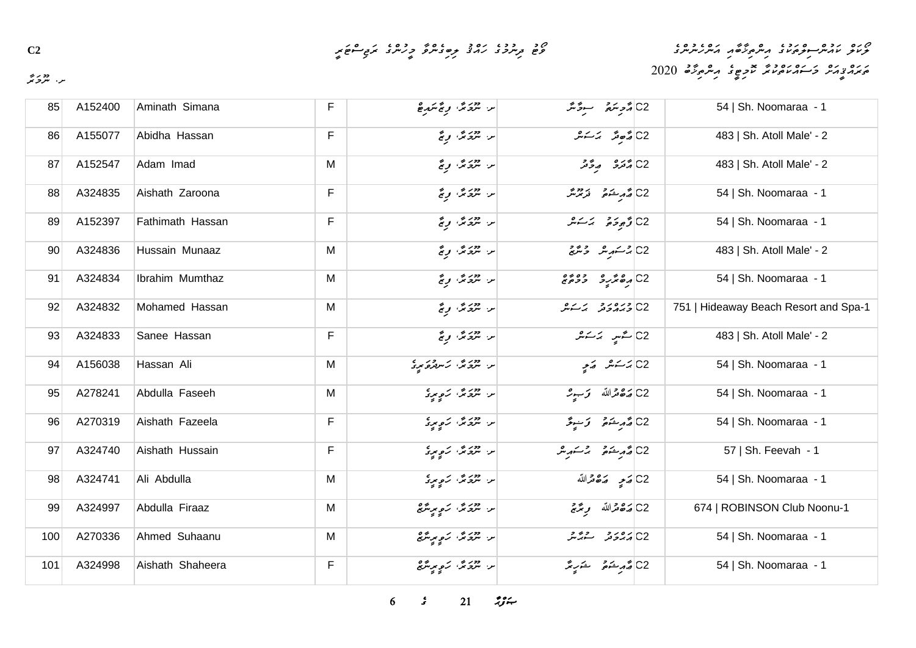| 85 | A152400 | Aminath Simana | F | ނ. ނޫމަރާ، ވިޖަނަރީ | C2 އާމިނަތު ސިމާނާ | 54 \| Sh. Noomaraa - 1 |
|---|---|---|---|---|---|---|
| 86 | A155077 | Abidha Hassan | F | ނ. ނޫމަރާ، ވިލާ | C2 އާބިދާ ހަސަން | 483 \| Sh. Atoll Male' - 2 |
| 87 | A152547 | Adam Imad | M | ނ. ނޫމަރާ، ވިލާ | C2 އާދަމް އިމާދު | 483 \| Sh. Atoll Male' - 2 |
| 88 | A324835 | Aishath Zaroona | F | ނ. ނޫމަރާ، ވިލާ | C2 އާއިޝަތު ޒަރޫނާ | 54 \| Sh. Noomaraa - 1 |
| 89 | A152397 | Fathimath Hassan | F | ނ. ނޫމަރާ، ވިލާ | C2 ފާތިމަތު ހަސަން | 54 \| Sh. Noomaraa - 1 |
| 90 | A324836 | Hussain Munaaz | M | ނ. ނޫމަރާ، ވިލާ | C2 ހުސައިން މުނާޒު | 483 \| Sh. Atoll Male' - 2 |
| 91 | A324834 | Ibrahim Mumthaz | M | ނ. ނޫމަރާ، ވިލާ | C2 އިބްރާހީމް މުމްތާޒު | 54 \| Sh. Noomaraa - 1 |
| 92 | A324832 | Mohamed Hassan | M | ނ. ނޫމަރާ، ވިލާ | C2 މުޙައްމަދު ހަސަން | 751 \| Hideaway Beach Resort and Spa-1 |
| 93 | A324833 | Sanee Hassan | F | ނ. ނޫމަރާ، ވިލާ | C2 ސާނީ ހަސަން | 483 \| Sh. Atoll Male' - 2 |
| 94 | A156038 | Hassan Ali | M | ނ. ނޫމަރާ، ހަސަރުވަރީގެ | C2 ހަސަން ޢަލީ | 54 \| Sh. Noomaraa - 1 |
| 95 | A278241 | Abdulla Faseeh | M | ނ. ނޫމަރާ، ހަވީރީގެ | C2 އަބްދުﷲ ފަސީހު | 54 \| Sh. Noomaraa - 1 |
| 96 | A270319 | Aishath Fazeela | F | ނ. ނޫމަރާ، ހަވީރީގެ | C2 އާއިޝަތު ފަޒީލާ | 54 \| Sh. Noomaraa - 1 |
| 97 | A324740 | Aishath Hussain | F | ނ. ނޫމަރާ، ހަވީރީގެ | C2 އާއިޝަތު ހުސައިން | 57 \| Sh. Feevah - 1 |
| 98 | A324741 | Ali Abdulla | M | ނ. ނޫމަރާ، ހަވީރީގެ | C2 ޢަލީ އަބްދުﷲ | 54 \| Sh. Noomaraa - 1 |
| 99 | A324997 | Abdulla Firaaz | M | ނ. ނޫމަރާ، ހަވީރީނާޒް | C2 އަބްދުﷲ ފިރާޒު | 674 \| ROBINSON Club Noonu-1 |
| 100 | A270336 | Ahmed Suhaanu | M | ނ. ނޫމަރާ، ހަވީރީނާޒް | C2 އަޙްމަދު ސުހާނު | 54 \| Sh. Noomaraa - 1 |
| 101 | A324998 | Aishath Shaheera | F | ނ. ނޫމަރާ، ހަވީރީނާޒް | C2 އާއިޝަތު ޝަހީރާ | 54 \| Sh. Noomaraa - 1 |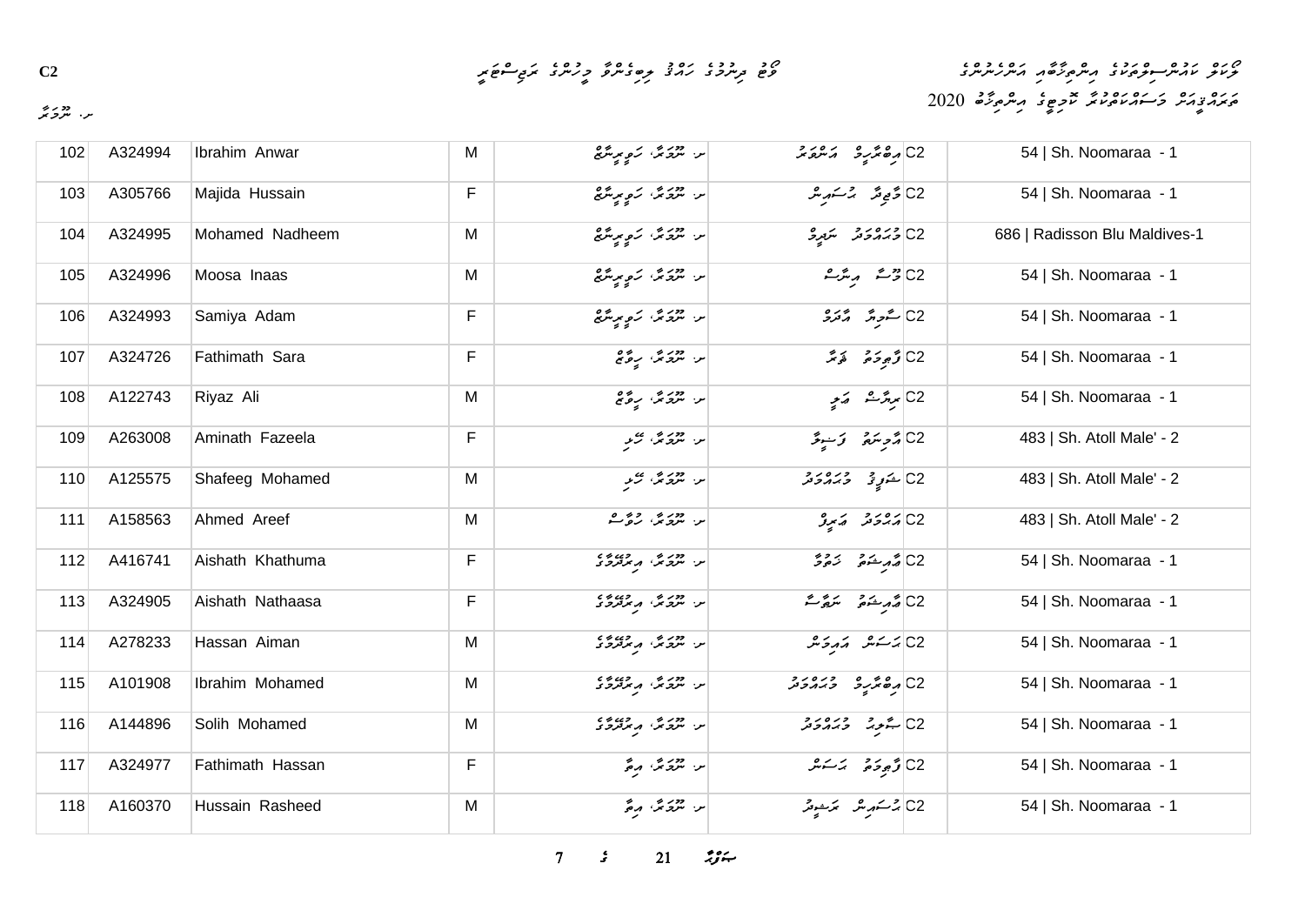| 102 | A324994 | Ibrahim Anwar | M | ނ. ނޫމަރާ، ހަވީރީނާޒް | އިބްރާހީމް  އަންވަރު | C2 | 54 \| Sh. Noomaraa - 1 |
|---|---|---|---|---|---|---|---|
| 103 | A305766 | Majida Hussain | F | ނ. ނޫމަރާ، ހަވީރީނާޒް | މާޖިދާ  ހުސައިން | C2 | 54 \| Sh. Noomaraa - 1 |
| 104 | A324995 | Mohamed Nadheem | M | ނ. ނޫމަރާ، ހަވީރީނާޒް | މުހައްމަދު  ނަދީމް | C2 | 686 \| Radisson Blu Maldives-1 |
| 105 | A324996 | Moosa Inaas | M | ނ. ނޫމަރާ، ހަވީރީނާޒް | މޫސާ  އިނާސް | C2 | 54 \| Sh. Noomaraa - 1 |
| 106 | A324993 | Samiya Adam | F | ނ. ނޫމަރާ، ހަވީރީނާޒް | ސާމިޔާ  އާދަމް | C2 | 54 \| Sh. Noomaraa - 1 |
| 107 | A324726 | Fathimath Sara | F | ނ. ނޫމަރާ، ރިވާޖް | ފާތިމަތު  ސާރާ | C2 | 54 \| Sh. Noomaraa - 1 |
| 108 | A122743 | Riyaz Ali | M | ނ. ނޫމަރާ، ރިވާޖް | ރިޔާޒް  އަލި | C2 | 54 \| Sh. Noomaraa - 1 |
| 109 | A263008 | Aminath Fazeela | F | ނ. ނޫމަރާ، ރޯދި | އާމިނަތު  ފަޒީލާ | C2 | 483 \| Sh. Atoll Male' - 2 |
| 110 | A125575 | Shafeeg Mohamed | M | ނ. ނޫމަރާ، ރޯދި | ޝަފީގު  މުހައްމަދު | C2 | 483 \| Sh. Atoll Male' - 2 |
| 111 | A158563 | Ahmed Areef | M | ނ. ނޫމަރާ، ޅޮށްޓާ | އަހްމަދު  އަރީފު | C2 | 483 \| Sh. Atoll Male' - 2 |
| 112 | A416741 | Aishath Khathuma | F | ނ. ނޫމަރާ، އިރުދޫގެ | އާއިޝަތު  ޚަތުމާ | C2 | 54 \| Sh. Noomaraa - 1 |
| 113 | A324905 | Aishath Nathaasa | F | ނ. ނޫމަރާ، އިރުދޫގެ | އާއިޝަތު  ނަތާސާ | C2 | 54 \| Sh. Noomaraa - 1 |
| 114 | A278233 | Hassan Aiman | M | ނ. ނޫމަރާ، އިރުދޫގެ | ހަސަން  އައިމަން | C2 | 54 \| Sh. Noomaraa - 1 |
| 115 | A101908 | Ibrahim Mohamed | M | ނ. ނޫމަރާ، އިރުދޫގެ | އިބްރާހީމް  މުހައްމަދު | C2 | 54 \| Sh. Noomaraa - 1 |
| 116 | A144896 | Solih Mohamed | M | ނ. ނޫމަރާ، އިރުދޫގެ | ސާލިހު  މުހައްމަދު | C2 | 54 \| Sh. Noomaraa - 1 |
| 117 | A324977 | Fathimath Hassan | F | ނ. ނޫމަރާ، އިވާ | ފާތިމަތު  ހަސަން | C2 | 54 \| Sh. Noomaraa - 1 |
| 118 | A160370 | Hussain Rasheed | M | ނ. ނޫމަރާ، އިވާ | ހުސައިން  ރަޝީދު | C2 | 54 \| Sh. Noomaraa - 1 |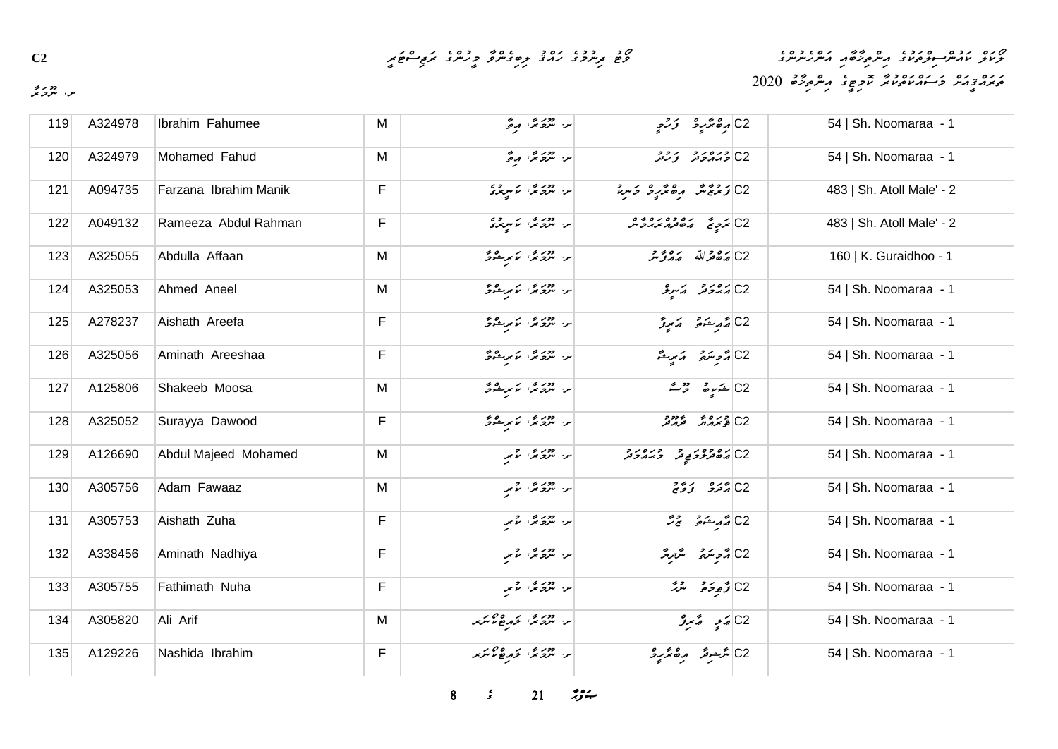| 119 | A324978 | Ibrahim Fahumee | M | س. ترو تر، مرتج | C2 مرھ ترپر و ترکی | 54 \| Sh. Noomaraa - 1 |
|---|---|---|---|---|---|---|
| 120 | A324979 | Mohamed Fahud | M | س. ترو تر، مرتج | C2 وبرورو ترو | 54 \| Sh. Noomaraa - 1 |
| 121 | A094735 | Farzana Ibrahim Manik | F | س. ترو تر، ماسریری | C2 وترنج تر مرھ ترپر و و سربا | 483 \| Sh. Atoll Male' - 2 |
| 122 | A049132 | Rameeza Abdul Rahman | F | س. ترو تر، ماسریری | C2 ترویج مرھ تروہ ترمر و تر | 483 \| Sh. Atoll Male' - 2 |
| 123 | A325055 | Abdulla Affaan | M | س. ترو تر، مامرشوتر | C2 مرھ تراللہ مرمرتر | 160 \| K. Guraidhoo - 1 |
| 124 | A325053 | Ahmed Aneel | M | س. ترو تر، مامرشوتر | C2 مربرو تر مرسرتر | 54 \| Sh. Noomaraa - 1 |
| 125 | A278237 | Aishath Areefa | F | س. ترو تر، مامرشوتر | C2 مرمر شرمر مرمرتر | 54 \| Sh. Noomaraa - 1 |
| 126 | A325056 | Aminath Areeshaa | F | س. ترو تر، مامرشوتر | C2 مرو سرمر مرمرشر | 54 \| Sh. Noomaraa - 1 |
| 127 | A125806 | Shakeeb Moosa | M | س. ترو تر، مامرشوتر | C2 شرمر ھ و سر | 54 \| Sh. Noomaraa - 1 |
| 128 | A325052 | Surayya Dawood | F | س. ترو تر، مامرشوتر | C2 ترمرو تر مروتر | 54 \| Sh. Noomaraa - 1 |
| 129 | A126690 | Abdul Majeed Mohamed | M | س. ترو تر، مامر | C2 مرھ ترووو تر و برورو تر | 54 \| Sh. Noomaraa - 1 |
| 130 | A305756 | Adam Fawaaz | M | س. ترو تر، مامر | C2 مرترو ترمرج | 54 \| Sh. Noomaraa - 1 |
| 131 | A305753 | Aishath Zuha | F | س. ترو تر، مامر | C2 مرمر شرمر ج تر | 54 \| Sh. Noomaraa - 1 |
| 132 | A338456 | Aminath Nadhiya | F | س. ترو تر، مامر | C2 مرو سرمر سرمرتر | 54 \| Sh. Noomaraa - 1 |
| 133 | A305755 | Fathimath Nuha | F | س. ترو تر، مامر | C2 ترمرو مر سرتر | 54 \| Sh. Noomaraa - 1 |
| 134 | A305820 | Ali Arif | M | س. ترو تر، ترمرھ ما سرمر | C2 مرمر مرمرتر | 54 \| Sh. Noomaraa - 1 |
| 135 | A129226 | Nashida Ibrahim | F | س. ترو تر، ترمرھ ما سرمر | C2 سرشوتر مرھ ترپر و | 54 \| Sh. Noomaraa - 1 |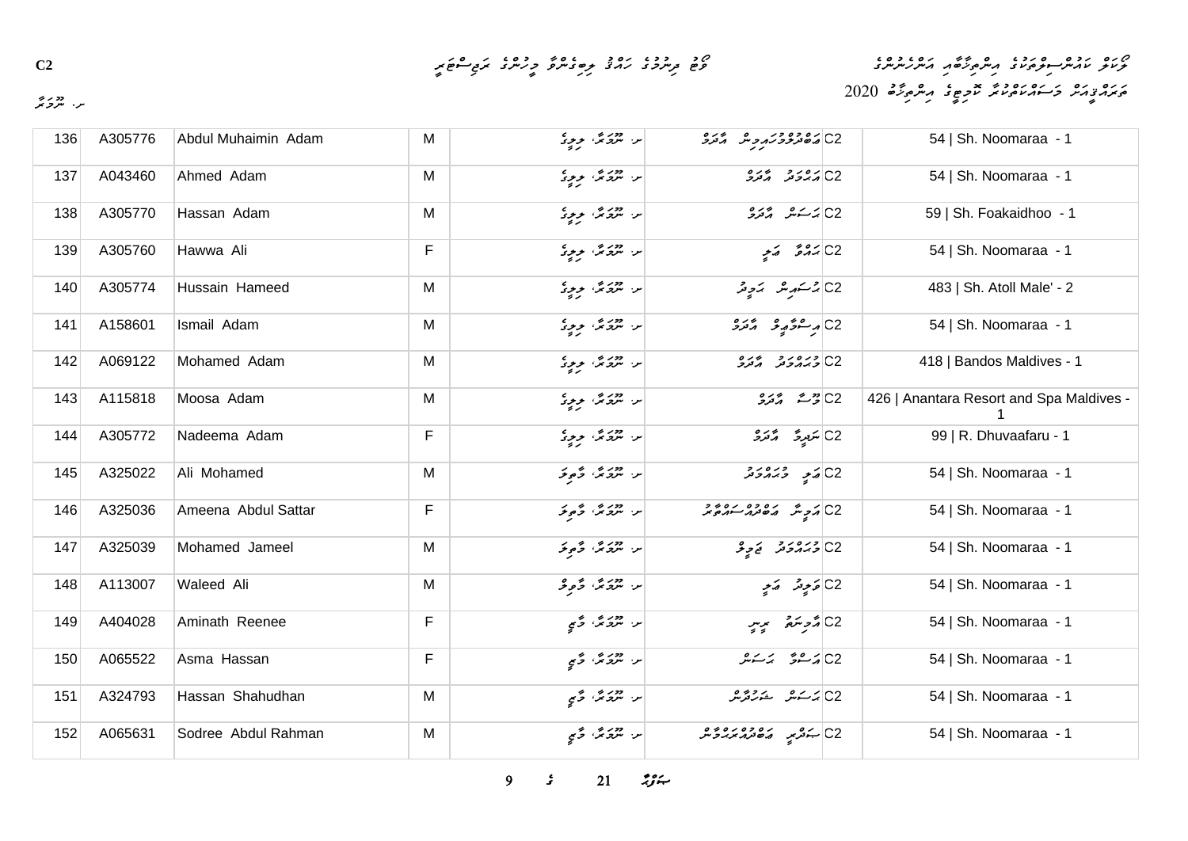| 136 | A305776 | Abdul Muhaimin Adam | M | ނ. ނޫމަރާ، ލިލީގެ | C2 ޢަބްދުލްމުހައިމިން އާދަމް | 54 \| Sh. Noomaraa - 1 |
|---|---|---|---|---|---|---|
| 137 | A043460 | Ahmed Adam | M | ނ. ނޫމަރާ، ލިލީގެ | C2 އަހްމަދު އާދަމް | 54 \| Sh. Noomaraa - 1 |
| 138 | A305770 | Hassan Adam | M | ނ. ނޫމަރާ، ލިލީގެ | C2 ހަސަން އާދަމް | 59 \| Sh. Foakaidhoo - 1 |
| 139 | A305760 | Hawwa Ali | F | ނ. ނޫމަރާ، ލިލީގެ | C2 ހައްވާ ޢަލީ | 54 \| Sh. Noomaraa - 1 |
| 140 | A305774 | Hussain Hameed | M | ނ. ނޫމަރާ، ލިލީގެ | C2 ހުސައިން ހަމީދު | 483 \| Sh. Atoll Male' - 2 |
| 141 | A158601 | Ismail Adam | M | ނ. ނޫމަރާ، ލިލީގެ | C2 އިސްމާޢީލް އާދަމް | 54 \| Sh. Noomaraa - 1 |
| 142 | A069122 | Mohamed Adam | M | ނ. ނޫމަރާ، ލިލީގެ | C2 މުޙައްމަދު އާދަމް | 418 \| Bandos Maldives - 1 |
| 143 | A115818 | Moosa Adam | M | ނ. ނޫމަރާ، ލިލީގެ | C2 މޫސާ އާދަމް | 426 \| Anantara Resort and Spa Maldives - 1 |
| 144 | A305772 | Nadeema Adam | F | ނ. ނޫމަރާ، ލިލީގެ | C2 ނަދީމާ އާދަމް | 99 \| R. Dhuvaafaru - 1 |
| 145 | A325022 | Ali Mohamed | M | ނ. ނޫމަރާ، މާލިމަ | C2 ޢަލީ މުޙައްމަދު | 54 \| Sh. Noomaraa - 1 |
| 146 | A325036 | Ameena Abdul Sattar | F | ނ. ނޫމަރާ، މާލިމަ | C2 އަމީނާ ޢަބްދުލްސައްތާރު | 54 \| Sh. Noomaraa - 1 |
| 147 | A325039 | Mohamed Jameel | M | ނ. ނޫމަރާ، މާލިމަ | C2 މުޙައްމަދު ޖަމީލް | 54 \| Sh. Noomaraa - 1 |
| 148 | A113007 | Waleed Ali | M | ނ. ނޫމަރާ، މާލިވާ | C2 ވަލީދު ޢަލީ | 54 \| Sh. Noomaraa - 1 |
| 149 | A404028 | Aminath Reenee | F | ނ. ނޫމަރާ، މާނީ | C2 އާމިނަތު ރީނީ | 54 \| Sh. Noomaraa - 1 |
| 150 | A065522 | Asma Hassan | F | ނ. ނޫމަރާ، މާނީ | C2 އަސްމާ ހަސަން | 54 \| Sh. Noomaraa - 1 |
| 151 | A324793 | Hassan Shahudhan | M | ނ. ނޫމަރާ، މާނީ | C2 ހަސަން ޝަހުދާން | 54 \| Sh. Noomaraa - 1 |
| 152 | A065631 | Sodree Abdul Rahman | M | ނ. ނޫމަރާ، މާނީ | C2 ޞަދްރީ ޢަބްދުއްރަޙްމާން | 54 \| Sh. Noomaraa - 1 |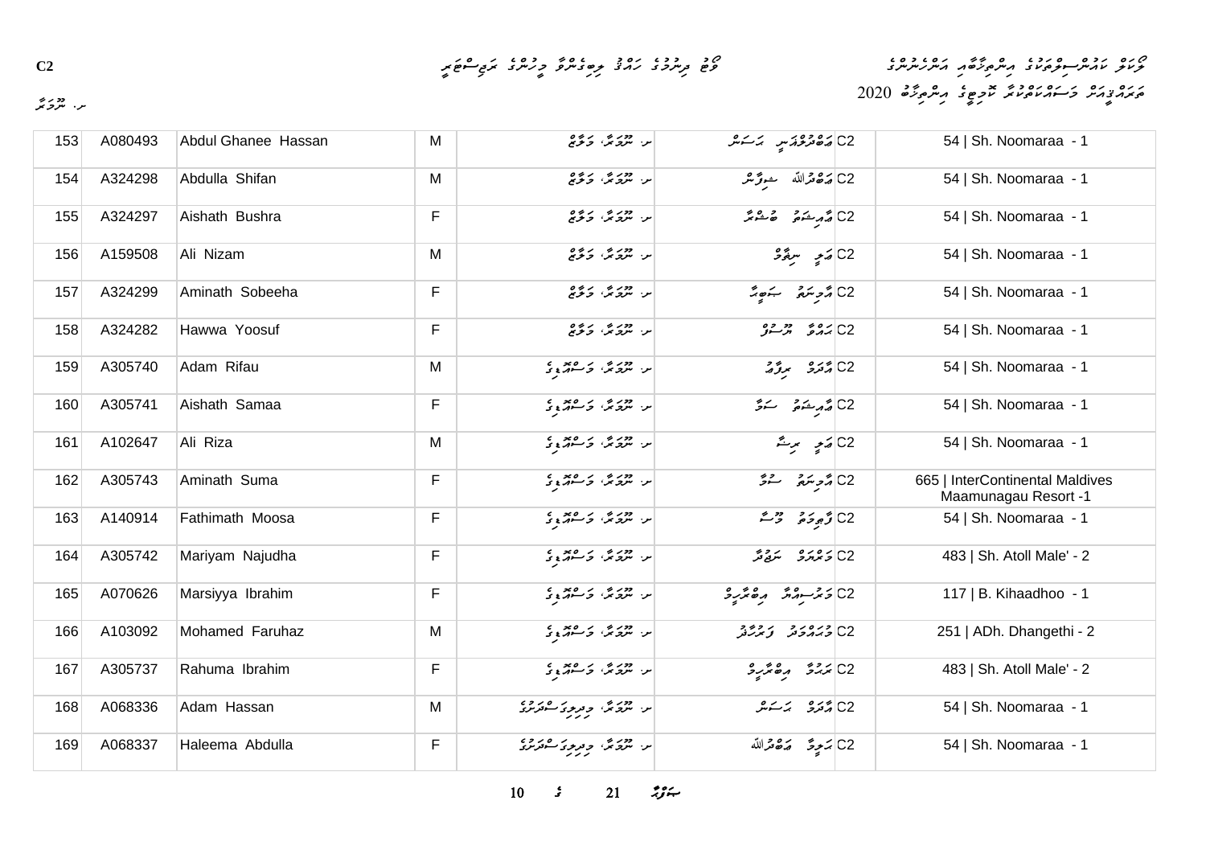| 153 | A080493 | Abdul Ghanee Hassan | M | ش. ނޫމަރާ، މަލާޒް | ޢަބްދުލްޣަނީ ހަސަން C2 | 54 \| Sh. Noomaraa - 1 |
|---|---|---|---|---|---|---|
| 154 | A324298 | Abdulla Shifan | M | ش. ނޫމަރާ، މަލާޒް | އަބްދުﷲ ޝިފާން C2 | 54 \| Sh. Noomaraa - 1 |
| 155 | A324297 | Aishath Bushra | F | ش. ނޫމަރާ، މަލާޒް | އާއިޝަތު ބުޝްރާ C2 | 54 \| Sh. Noomaraa - 1 |
| 156 | A159508 | Ali Nizam | M | ش. ނޫމަރާ، މަލާޒް | އަލި ނިޒާމް C2 | 54 \| Sh. Noomaraa - 1 |
| 157 | A324299 | Aminath Sobeeha | F | ش. ނޫމަރާ، މަލާޒް | އާމިނަތު ސަބީހާ C2 | 54 \| Sh. Noomaraa - 1 |
| 158 | A324282 | Hawwa Yoosuf | F | ش. ނޫމަރާ، މަލާޒް | ހައްވާ ޔޫސުފް C2 | 54 \| Sh. Noomaraa - 1 |
| 159 | A305740 | Adam Rifau | M | ش. ނޫމަރާ، މަސްއޫދުގެ | އާދަމް ރިފާއު C2 | 54 \| Sh. Noomaraa - 1 |
| 160 | A305741 | Aishath Samaa | F | ش. ނޫމަރާ، މަސްއޫދުގެ | އާއިޝަތު ސަމާ C2 | 54 \| Sh. Noomaraa - 1 |
| 161 | A102647 | Ali Riza | M | ش. ނޫމަރާ، މަސްއޫދުގެ | އަލި ރިޟާ C2 | 54 \| Sh. Noomaraa - 1 |
| 162 | A305743 | Aminath Suma | F | ش. ނޫމަރާ، މަސްއޫދުގެ | އާމިނަތު ސުމާ C2 | 665 \| InterContinental Maldives Maamunagau Resort -1 |
| 163 | A140914 | Fathimath Moosa | F | ش. ނޫމަރާ، މަސްއޫދުގެ | ފާތިމަތު މޫސާ C2 | 54 \| Sh. Noomaraa - 1 |
| 164 | A305742 | Mariyam Najudha | F | ش. ނޫމަރާ، މަސްއޫދުގެ | މަރިޔަމް ނަޖުދާ C2 | 483 \| Sh. Atoll Male' - 2 |
| 165 | A070626 | Marsiyya Ibrahim | F | ش. ނޫމަރާ، މަސްއޫދުގެ | މަރްސިއްޔާ އިބްރާހިމް C2 | 117 \| B. Kihaadhoo - 1 |
| 166 | A103092 | Mohamed Faruhaz | M | ش. ނޫމަރާ، މަސްއޫދުގެ | މުހައްމަދު ފަރުހާޒް C2 | 251 \| ADh. Dhangethi - 2 |
| 167 | A305737 | Rahuma Ibrahim | F | ش. ނޫމަރާ، މަސްއޫދުގެ | ރަހުމާ އިބްރާހިމް C2 | 483 \| Sh. Atoll Male' - 2 |
| 168 | A068336 | Adam Hassan | M | ش. ނޫމަރާ، މިރިކިމަސްދަރުގެ | އާދަމް ހަސަން C2 | 54 \| Sh. Noomaraa - 1 |
| 169 | A068337 | Haleema Abdulla | F | ش. ނޫމަރާ، މިރިކިމަސްދަރުގެ | ހަލީމާ އަބްދުﷲ C2 | 54 \| Sh. Noomaraa - 1 |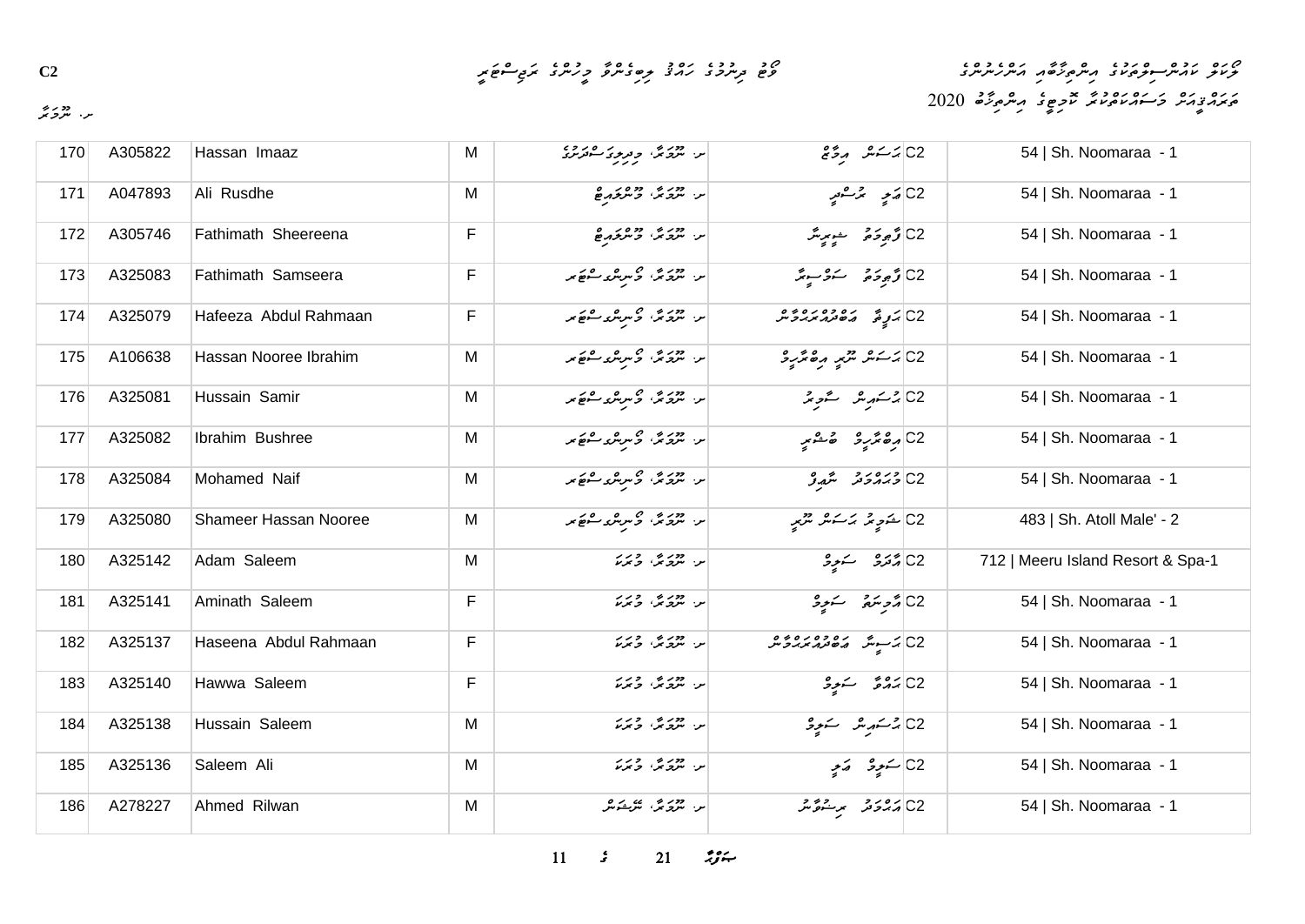| 170 | A305822 | Hassan Imaaz | M | ށ. ނޫމަރާ، ވިދިވަޑާސްދަރު | ހަސަން އިމާޒް C2 | 54 \| Sh. Noomaraa - 1 |
|---|---|---|---|---|---|---|
| 171 | A047893 | Ali Rusdhe | M | ށ. ނޫމަރާ، މުންނާޒިޖް | އަލި ރުސްދީ C2 | 54 \| Sh. Noomaraa - 1 |
| 172 | A305746 | Fathimath Sheereena | F | ށ. ނޫމަރާ، މުންނާޒިޖް | ފާތިމަތު ޝީރީނާ C2 | 54 \| Sh. Noomaraa - 1 |
| 173 | A325083 | Fathimath Samseera | F | ށ. ނޫމަރާ، ވާނީނާސްޓަރ | ފާތިމަތު ސަމްސީރާ C2 | 54 \| Sh. Noomaraa - 1 |
| 174 | A325079 | Hafeeza Abdul Rahmaan | F | ށ. ނޫމަރާ، ވާނީނާސްޓަރ | ހަފީޒާ އަބްދުއްރަޙްމާން C2 | 54 \| Sh. Noomaraa - 1 |
| 175 | A106638 | Hassan Nooree Ibrahim | M | ށ. ނޫމަރާ، ވާނީނާސްޓަރ | ހަސަން ނޫރީ އިބްރާހީމް C2 | 54 \| Sh. Noomaraa - 1 |
| 176 | A325081 | Hussain Samir | M | ށ. ނޫމަރާ، ވާނީނާސްޓަރ | ހުސައިން ސާމިރު C2 | 54 \| Sh. Noomaraa - 1 |
| 177 | A325082 | Ibrahim Bushree | M | ށ. ނޫމަރާ، ވާނީނާސްޓަރ | އިބްރާހީމް ބުޝްރީ C2 | 54 \| Sh. Noomaraa - 1 |
| 178 | A325084 | Mohamed Naif | M | ށ. ނޫމަރާ، ވާނީނާސްޓަރ | މުހައްމަދު ނާއިފް C2 | 54 \| Sh. Noomaraa - 1 |
| 179 | A325080 | Shameer Hassan Nooree | M | ށ. ނޫމަރާ، ވާނީނާސްޓަރ | ޝަމީރު ހަސަން ނޫރީ C2 | 483 \| Sh. Atoll Male' - 2 |
| 180 | A325142 | Adam Saleem | M | ށ. ނޫމަރާ، މުރަކަ | އާދަމް ސަލީމް C2 | 712 \| Meeru Island Resort & Spa-1 |
| 181 | A325141 | Aminath Saleem | F | ށ. ނޫމަރާ، މުރަކަ | އާމިނަތު ސަލީމް C2 | 54 \| Sh. Noomaraa - 1 |
| 182 | A325137 | Haseena Abdul Rahmaan | F | ށ. ނޫމަރާ، މުރަކަ | ހަސީނާ އަބްދުއްރަޙްމާން C2 | 54 \| Sh. Noomaraa - 1 |
| 183 | A325140 | Hawwa Saleem | F | ށ. ނޫމަރާ، މުރަކަ | ހައްވާ ސަލީމް C2 | 54 \| Sh. Noomaraa - 1 |
| 184 | A325138 | Hussain Saleem | M | ށ. ނޫމަރާ، މުރަކަ | ހުސައިން ސަލީމް C2 | 54 \| Sh. Noomaraa - 1 |
| 185 | A325136 | Saleem Ali | M | ށ. ނޫމަރާ، މުރަކަ | ސަލީމް އަލި C2 | 54 \| Sh. Noomaraa - 1 |
| 186 | A278227 | Ahmed Rilwan | M | ށ. ނޫމަރާ، ރޭޝަން | އަހްމަދު ރިލްވާން C2 | 54 \| Sh. Noomaraa - 1 |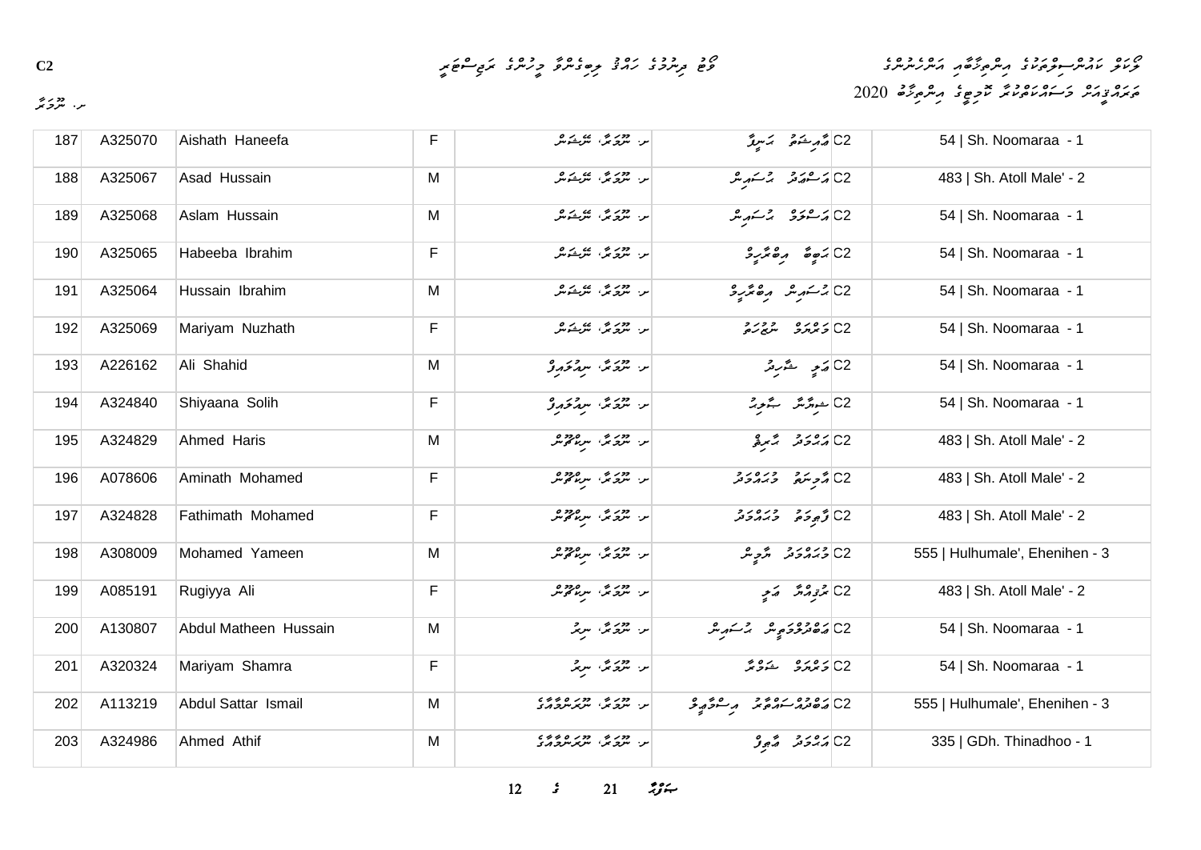| 187 | A325070 | Aishath Haneefa | F | ނ. ނޫމަރާ، ރޯޒީނާ | ޢާއިޝަތު ހަނީފާ | C2 | 54 \| Sh. Noomaraa - 1 |
|---|---|---|---|---|---|---|---|
| 188 | A325067 | Asad Hussain | M | ނ. ނޫމަރާ، ރޯޒީނާ | އަސްޢަދު ހުސައިން | C2 | 483 \| Sh. Atoll Male' - 2 |
| 189 | A325068 | Aslam Hussain | M | ނ. ނޫމަރާ، ރޯޒީނާ | އަސްލަމް ހުސައިން | C2 | 54 \| Sh. Noomaraa - 1 |
| 190 | A325065 | Habeeba Ibrahim | F | ނ. ނޫމަރާ، ރޯޒީނާ | ހަބީބާ އިބްރާހީމް | C2 | 54 \| Sh. Noomaraa - 1 |
| 191 | A325064 | Hussain Ibrahim | M | ނ. ނޫމަރާ، ރޯޒީނާ | ހުސައިން އިބްރާހީމް | C2 | 54 \| Sh. Noomaraa - 1 |
| 192 | A325069 | Mariyam Nuzhath | F | ނ. ނޫމަރާ، ރޯޒީނާ | މަރިޔަމް ނުޒްހަތު | C2 | 54 \| Sh. Noomaraa - 1 |
| 193 | A226162 | Ali Shahid | M | ނ. ނޫމަރާ، ސިއުމަލީވު | ޢަލީ ޝާހިދު | C2 | 54 \| Sh. Noomaraa - 1 |
| 194 | A324840 | Shiyaana Solih | F | ނ. ނޫމަރާ، ސިއުމަލީވު | ޝިޔާނާ ޞާލިހު | C2 | 54 \| Sh. Noomaraa - 1 |
| 195 | A324829 | Ahmed Haris | M | ނ. ނޫމަރާ، ސިލްވަރން | އަހްމަދު ހާރިސް | C2 | 483 \| Sh. Atoll Male' - 2 |
| 196 | A078606 | Aminath Mohamed | F | ނ. ނޫމަރާ، ސިލްވަރން | އާމިނަތު މުހައްމަދު | C2 | 483 \| Sh. Atoll Male' - 2 |
| 197 | A324828 | Fathimath Mohamed | F | ނ. ނޫމަރާ، ސިލްވަރން | ފާތިމަތު މުހައްމަދު | C2 | 483 \| Sh. Atoll Male' - 2 |
| 198 | A308009 | Mohamed Yameen | M | ނ. ނޫމަރާ، ސިލްވަރން | މުހައްމަދު ޔާމީން | C2 | 555 \| Hulhumale', Ehenihen - 3 |
| 199 | A085191 | Rugiyya Ali | F | ނ. ނޫމަރާ، ސިލްވަރން | ރުގިއްޔާ ޢަލީ | C2 | 483 \| Sh. Atoll Male' - 2 |
| 200 | A130807 | Abdul Matheen Hussain | M | ނ. ނޫމަރާ، ސިރީ | އަބްދުލްމަތީން ހުސައިން | C2 | 54 \| Sh. Noomaraa - 1 |
| 201 | A320324 | Mariyam Shamra | F | ނ. ނޫމަރާ، ސިރީ | މަރިޔަމް ޝަމްރާ | C2 | 54 \| Sh. Noomaraa - 1 |
| 202 | A113219 | Abdul Sattar Ismail | M | ނ. ނޫމަރާ، ނޫރަންމާގެ | އަބްދުލްސައްތާރު އިސްމާއީލް | C2 | 555 \| Hulhumale', Ehenihen - 3 |
| 203 | A324986 | Ahmed Athif | M | ނ. ނޫމަރާ، ނޫރަންމާގެ | އަހްމަދު އާތިފް | C2 | 335 \| GDh. Thinadhoo - 1 |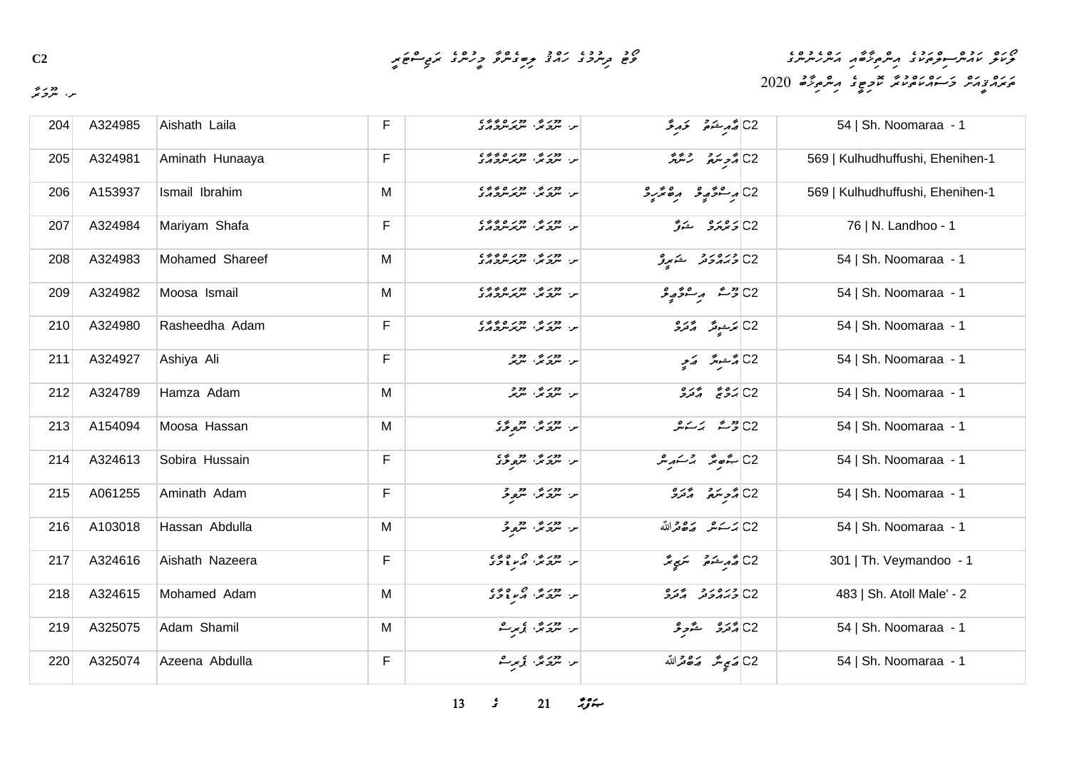| 204 | A324985 | Aishath Laila | F | ރ. ނޫމަރާ، ނޫރަނީމާގެ | C2 ޢާއިޝަތު ލައިލާ | 54 \| Sh. Noomaraa - 1 |
|---|---|---|---|---|---|---|
| 205 | A324981 | Aminath Hunaaya | F | ރ. ނޫމަރާ، ނޫރަނީމާގެ | C2 އާމިނަތު ހުނާޔާ | 569 \| Kulhudhuffushi, Ehenihen-1 |
| 206 | A153937 | Ismail Ibrahim | M | ރ. ނޫމަރާ، ނޫރަނީމާގެ | C2 އިސްމާޢީލް އިބްރާހީމް | 569 \| Kulhudhuffushi, Ehenihen-1 |
| 207 | A324984 | Mariyam Shafa | F | ރ. ނޫމަރާ، ނޫރަނީމާގެ | C2 މަރްޔަމް ޝަފާ | 76 \| N. Landhoo - 1 |
| 208 | A324983 | Mohamed Shareef | M | ރ. ނޫމަރާ، ނޫރަނީމާގެ | C2 މުޙައްމަދު ޝަރީފް | 54 \| Sh. Noomaraa - 1 |
| 209 | A324982 | Moosa Ismail | M | ރ. ނޫމަރާ، ނޫރަނީމާގެ | C2 މޫސާ އިސްމާޢީލް | 54 \| Sh. Noomaraa - 1 |
| 210 | A324980 | Rasheedha Adam | F | ރ. ނޫމަރާ، ނޫރަނީމާގެ | C2 ރަޝީދާ އާދަމް | 54 \| Sh. Noomaraa - 1 |
| 211 | A324927 | Ashiya Ali | F | ރ. ނޫމަރާ، ނޫރު | C2 އާޝިޔާ ޢަލީ | 54 \| Sh. Noomaraa - 1 |
| 212 | A324789 | Hamza Adam | M | ރ. ނޫމަރާ، ނޫރު | C2 ހަމްޒާ އާދަމް | 54 \| Sh. Noomaraa - 1 |
| 213 | A154094 | Moosa Hassan | M | ރ. ނޫމަރާ، ނޫރުވާގެ | C2 މޫސާ ހަސަން | 54 \| Sh. Noomaraa - 1 |
| 214 | A324613 | Sobira Hussain | F | ރ. ނޫމަރާ، ނޫރުވާގެ | C2 ޞާބިރާ ހުސައިން | 54 \| Sh. Noomaraa - 1 |
| 215 | A061255 | Aminath Adam | F | ރ. ނޫމަރާ، ނޫރުވާ | C2 އާމިނަތު އާދަމް | 54 \| Sh. Noomaraa - 1 |
| 216 | A103018 | Hassan Abdulla | M | ރ. ނޫމަރާ، ނޫރުވާ | C2 ހަސަން ޢަބްދުﷲ | 54 \| Sh. Noomaraa - 1 |
| 217 | A324616 | Aishath Nazeera | F | ރ. ނޫމަރާ، އޮޅުގަނޑުގެ | C2 ޢާއިޝަތު ނަޒީރާ | 301 \| Th. Veymandoo - 1 |
| 218 | A324615 | Mohamed Adam | M | ރ. ނޫމަރާ، އޮޅުގަނޑުގެ | C2 މުޙައްމަދު އާދަމް | 483 \| Sh. Atoll Male' - 2 |
| 219 | A325075 | Adam Shamil | M | ރ. ނޫމަރާ، ފެހިރެސް | C2 އާދަމް ޝާމިލް | 54 \| Sh. Noomaraa - 1 |
| 220 | A325074 | Azeena Abdulla | F | ރ. ނޫމަރާ، ފެހިރެސް | C2 އަޒީނާ ޢަބްދުﷲ | 54 \| Sh. Noomaraa - 1 |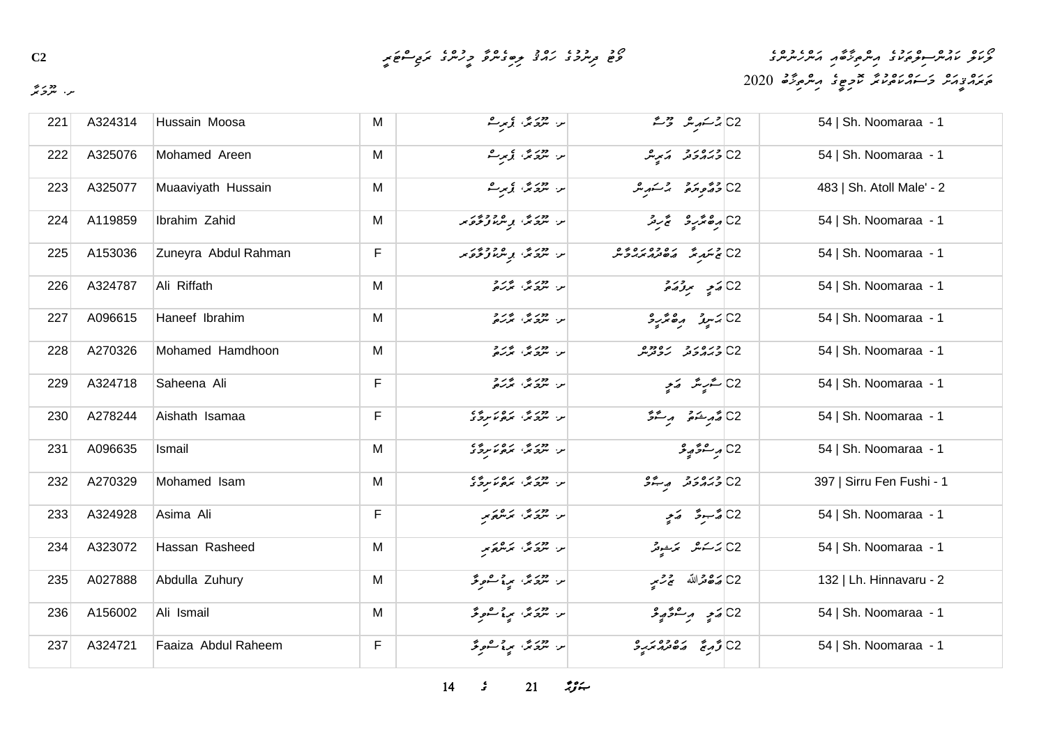| 221 | A324314 | Hussain Moosa | M | ސ. ނޫމަރާ، ގުރިސް | ހުސައިން މޫސާ C2 | 54 \| Sh. Noomaraa - 1 |
|---|---|---|---|---|---|---|
| 222 | A325076 | Mohamed Areen | M | ސ. ނޫމަރާ، ގުރިސް | މުހައްމަދު އަރީން C2 | 54 \| Sh. Noomaraa - 1 |
| 223 | A325077 | Muaaviyath Hussain | M | ސ. ނޫމަރާ، ގުރިސް | މުއާވިޔަތު ހުސައިން C2 | 483 \| Sh. Atoll Male' - 2 |
| 224 | A119859 | Ibrahim Zahid | M | ސ. ނޫމަރާ، ފިނިފެންމާގެ | އިބްރާހީމް ޒާހިދު C2 | 54 \| Sh. Noomaraa - 1 |
| 225 | A153036 | Zuneyra Abdul Rahman | F | ސ. ނޫމަރާ، ފިނިފެންމާގެ | ޒުނެއިރާ އަބްދުއްރަޙްމާން C2 | 54 \| Sh. Noomaraa - 1 |
| 226 | A324787 | Ali Riffath | M | ސ. ނޫމަރާ، ރާހަތު | އަލި ރިފްއަތު C2 | 54 \| Sh. Noomaraa - 1 |
| 227 | A096615 | Haneef Ibrahim | M | ސ. ނޫމަރާ، ރާހަތު | ހަނީފު އިބްރާހީމް C2 | 54 \| Sh. Noomaraa - 1 |
| 228 | A270326 | Mohamed Hamdhoon | M | ސ. ނޫމަރާ، ރާހަތު | މުހައްމަދު ހަމްދޫން C2 | 54 \| Sh. Noomaraa - 1 |
| 229 | A324718 | Saheena Ali | F | ސ. ނޫމަރާ، ރާހަތު | ސަހީނާ އަލި C2 | 54 \| Sh. Noomaraa - 1 |
| 230 | A278244 | Aishath Isamaa | F | ސ. ނޫމަރާ، ރަތްމަލިގެ | އައިޝަތު އިސާމާ C2 | 54 \| Sh. Noomaraa - 1 |
| 231 | A096635 | Ismail | M | ސ. ނޫމަރާ، ރަތްމަލިގެ | އިސްމާއިލް C2 | 54 \| Sh. Noomaraa - 1 |
| 232 | A270329 | Mohamed Isam | M | ސ. ނޫމަރާ، ރަތްމަލިގެ | މުހައްމަދު އިސާމް C2 | 397 \| Sirru Fen Fushi - 1 |
| 233 | A324928 | Asima Ali | F | ސ. ނޫމަރާ، ރަންވަލި | އާސިމާ އަލި C2 | 54 \| Sh. Noomaraa - 1 |
| 234 | A323072 | Hassan Rasheed | M | ސ. ނޫމަރާ، ރަންވަލި | ހަސަން ރަޝީދު C2 | 54 \| Sh. Noomaraa - 1 |
| 235 | A027888 | Abdulla Zuhury | M | ސ. ނޫމަރާ، ރިޔާސްވިލާ | އަބްދުﷲ ޒުހުރީ C2 | 132 \| Lh. Hinnavaru - 2 |
| 236 | A156002 | Ali Ismail | M | ސ. ނޫމަރާ، ރިޔާސްވިލާ | އަލި އިސްމާއިލް C2 | 54 \| Sh. Noomaraa - 1 |
| 237 | A324721 | Faaiza Abdul Raheem | F | ސ. ނޫމަރާ، ރިޔާސްވިލާ | ފާއިޒާ އަބްދުއްރަޙީމް C2 | 54 \| Sh. Noomaraa - 1 |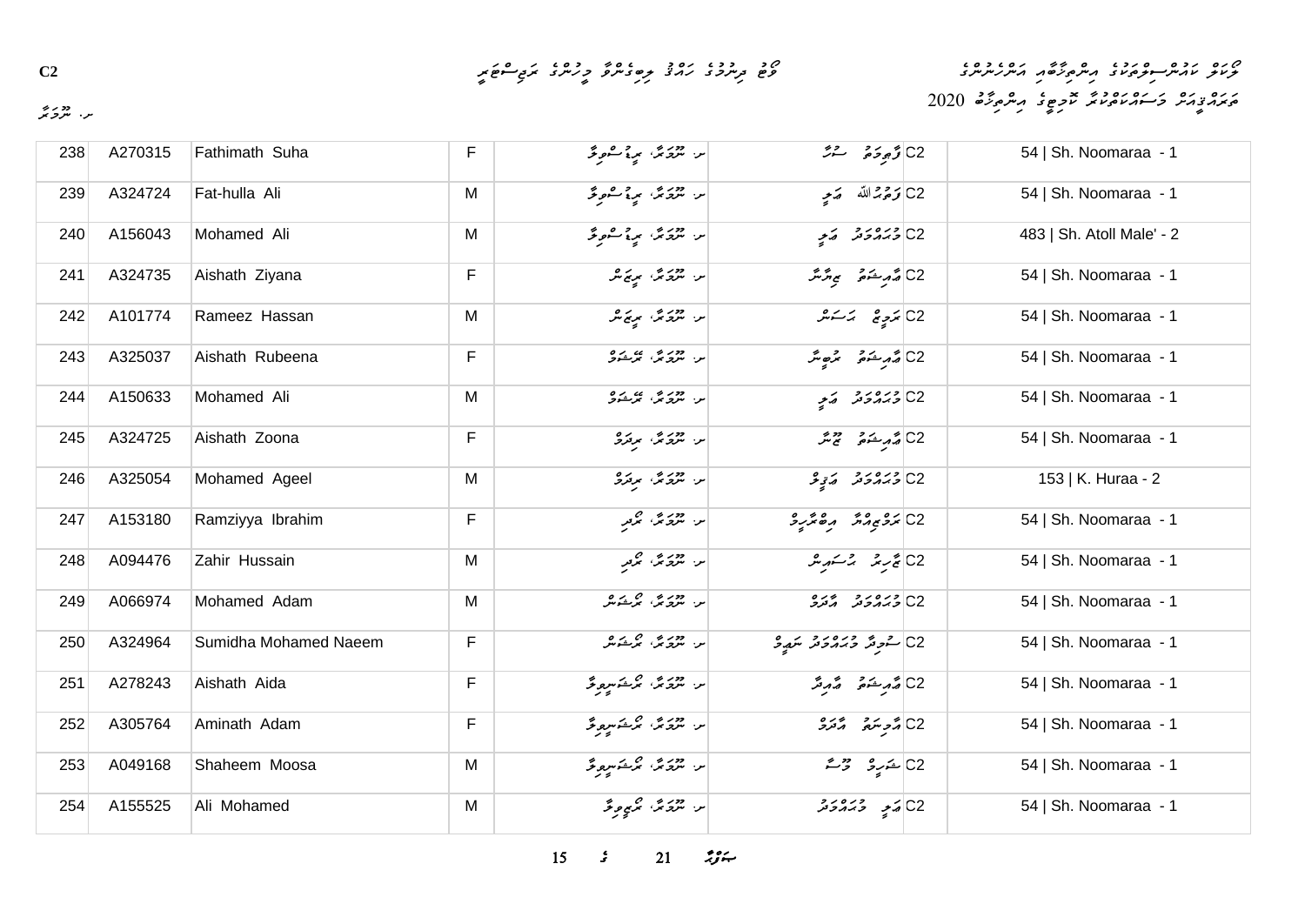| 238 | A270315 | Fathimath Suha | F | ٍس. ނޫމަރާ، ރިޒްސްވިލާ | C2 ފާތިމަތު ސުހާ | 54 \| Sh. Noomaraa - 1 |
|---|---|---|---|---|---|---|
| 239 | A324724 | Fat-hulla Ali | M | ٍس. ނޫމަރާ، ރިޒްސްވިލާ | C2 ފަތުހުﷲ ޢަލީ | 54 \| Sh. Noomaraa - 1 |
| 240 | A156043 | Mohamed Ali | M | ٍس. ނޫމަރާ، ރިޒްސްވިލާ | C2 މުޙައްމަދު ޢަލީ | 483 \| Sh. Atoll Male' - 2 |
| 241 | A324735 | Aishath Ziyana | F | ٍس. ނޫމަރާ، ރިޔަން | C2 އައިޝަތު ޒިޔާނާ | 54 \| Sh. Noomaraa - 1 |
| 242 | A101774 | Rameez Hassan | M | ٍس. ނޫމަރާ، ރިޔަން | C2 ރަމީޒު ހަސަން | 54 \| Sh. Noomaraa - 1 |
| 243 | A325037 | Aishath Rubeena | F | ٍس. ނޫމަރާ، ރޯޝަނު | C2 އައިޝަތު ރުބީނާ | 54 \| Sh. Noomaraa - 1 |
| 244 | A150633 | Mohamed Ali | M | ٍس. ނޫމަރާ، ރޯޝަނު | C2 މުޙައްމަދު ޢަލީ | 54 \| Sh. Noomaraa - 1 |
| 245 | A324725 | Aishath Zoona | F | ٍس. ނޫމަރާ، ރިދަވު | C2 އައިޝަތު ޒޫނާ | 54 \| Sh. Noomaraa - 1 |
| 246 | A325054 | Mohamed Ageel | M | ٍس. ނޫމަރާ، ރިދަވު | C2 މުޙައްމަދު އަޤީލް | 153 \| K. Huraa - 2 |
| 247 | A153180 | Ramziyya Ibrahim | F | ٍس. ނޫމަރާ، ރޯދި | C2 ރަމްޒިއްޔާ އިބްރާހީމް | 54 \| Sh. Noomaraa - 1 |
| 248 | A094476 | Zahir Hussain | M | ٍس. ނޫމަރާ، ރޯދި | C2 ޒާހިރު ހުސައިން | 54 \| Sh. Noomaraa - 1 |
| 249 | A066974 | Mohamed Adam | M | ٍس. ނޫމަރާ، ރޯޝަން | C2 މުޙައްމަދު އާދަމް | 54 \| Sh. Noomaraa - 1 |
| 250 | A324964 | Sumidha Mohamed Naeem | F | ٍس. ނޫމަރާ، ރޯޝަން | C2 ސުމިދާ މުޙައްމަދު ނަޢީމް | 54 \| Sh. Noomaraa - 1 |
| 251 | A278243 | Aishath Aida | F | ٍس. ނޫމަރާ، ރޯޝަނީވިލާ | C2 އައިޝަތު އާއިދާ | 54 \| Sh. Noomaraa - 1 |
| 252 | A305764 | Aminath Adam | F | ٍس. ނޫމަރާ، ރޯޝަނީވިލާ | C2 އާމިނަތު އާދަމް | 54 \| Sh. Noomaraa - 1 |
| 253 | A049168 | Shaheem Moosa | M | ٍس. ނޫމަރާ، ރޯޝަނީވިލާ | C2 ޝަހީމް މޫސާ | 54 \| Sh. Noomaraa - 1 |
| 254 | A155525 | Ali Mohamed | M | ٍس. ނޫމަރާ، ރޯޒީވިލާ | C2 ޢަލީ މުޙައްމަދު | 54 \| Sh. Noomaraa - 1 |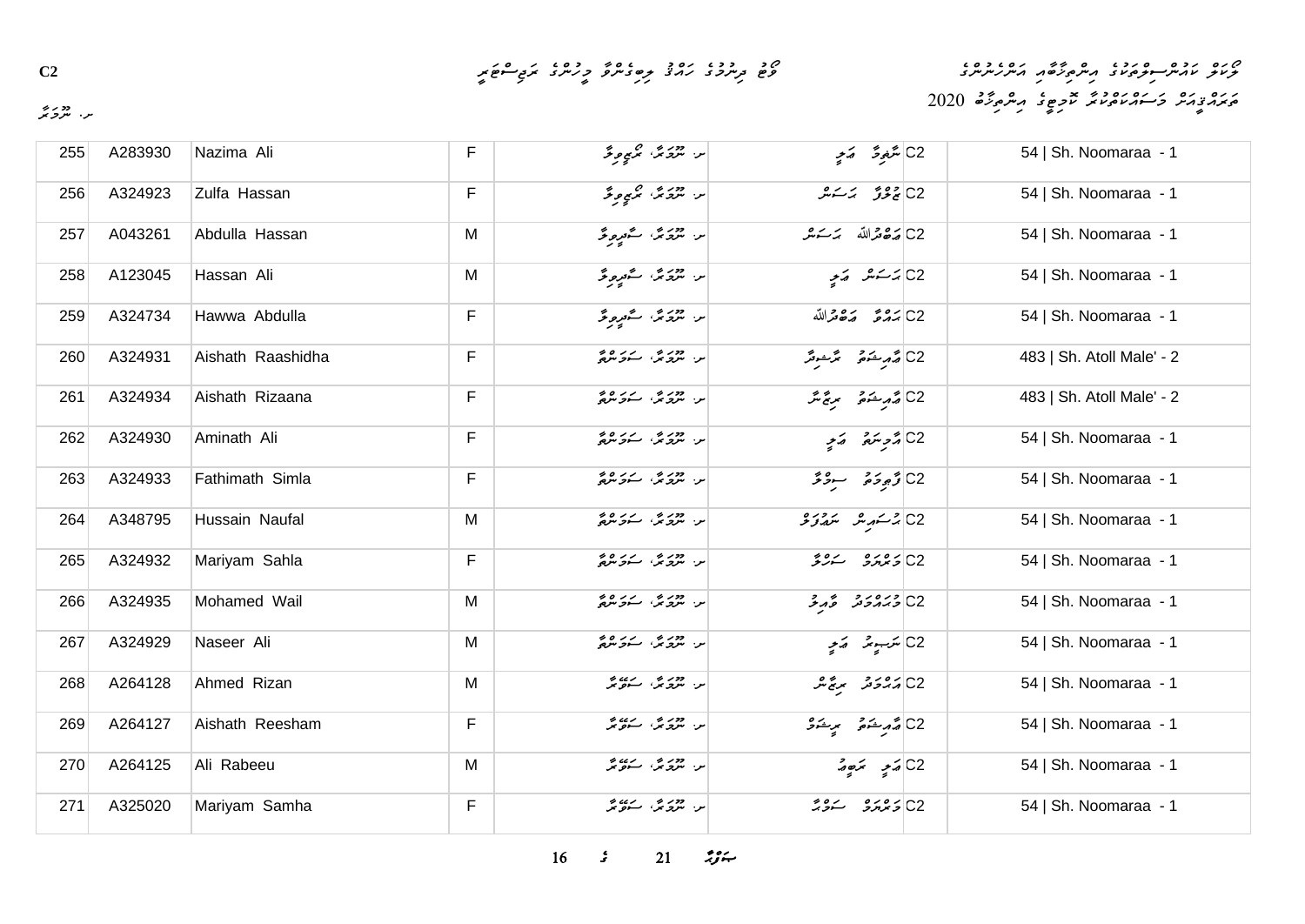| 255 | A283930 | Nazima Ali | F | ށ. ނޫމަރާ، ރޯޒީވިލާ | ނާޒިމާ  އަލި | C2 | 54 \| Sh. Noomaraa - 1 |
|---|---|---|---|---|---|---|---|
| 256 | A324923 | Zulfa Hassan | F | ށ. ނޫމަރާ، ރޯޒީވިލާ | ޒުލްފާ  ހަސަން | C2 | 54 \| Sh. Noomaraa - 1 |
| 257 | A043261 | Abdulla Hassan | M | ށ. ނޫމަރާ، ސާރިވިލާ | އަބްދުالله  ހަސަން | C2 | 54 \| Sh. Noomaraa - 1 |
| 258 | A123045 | Hassan Ali | M | ށ. ނޫމަރާ، ސާރިވިލާ | ހަސަން  އަލި | C2 | 54 \| Sh. Noomaraa - 1 |
| 259 | A324734 | Hawwa Abdulla | F | ށ. ނޫމަރާ، ސާރިވިލާ | ހައްވާ  އަބްދުالله | C2 | 54 \| Sh. Noomaraa - 1 |
| 260 | A324931 | Aishath Raashidha | F | ށ. ނޫމަރާ، ސަމަންދާ | އާއިޝަތު  ރާޝިދާ | C2 | 483 \| Sh. Atoll Male' - 2 |
| 261 | A324934 | Aishath Rizaana | F | ށ. ނޫމަރާ، ސަމަންދާ | އާއިޝަތު  ރިޒާނާ | C2 | 483 \| Sh. Atoll Male' - 2 |
| 262 | A324930 | Aminath Ali | F | ށ. ނޫމަރާ، ސަމަންދާ | އާމިނަތު  އަލި | C2 | 54 \| Sh. Noomaraa - 1 |
| 263 | A324933 | Fathimath Simla | F | ށ. ނޫމަރާ، ސަމަންދާ | ފާތިމަތު  ސިމްލާ | C2 | 54 \| Sh. Noomaraa - 1 |
| 264 | A348795 | Hussain Naufal | M | ށ. ނޫމަރާ، ސަމަންދާ | ހުސައިން  ނައުފަލް | C2 | 54 \| Sh. Noomaraa - 1 |
| 265 | A324932 | Mariyam Sahla | F | ށ. ނޫމަރާ، ސަމަންދާ | މަރިޔަމް  ސަހްލާ | C2 | 54 \| Sh. Noomaraa - 1 |
| 266 | A324935 | Mohamed Wail | M | ށ. ނޫމަރާ، ސަމަންދާ | މުހައްމަދު  ވާއިލް | C2 | 54 \| Sh. Noomaraa - 1 |
| 267 | A324929 | Naseer Ali | M | ށ. ނޫމަރާ، ސަމަންދާ | ނަސީރު  އަލި | C2 | 54 \| Sh. Noomaraa - 1 |
| 268 | A264128 | Ahmed Rizan | M | ށ. ނޫމަރާ، ސަބޫރާ | އަހްމަދު  ރިޒާން | C2 | 54 \| Sh. Noomaraa - 1 |
| 269 | A264127 | Aishath Reesham | F | ށ. ނޫމަރާ، ސަބޫރާ | އާއިޝަތު  ރީޝަމް | C2 | 54 \| Sh. Noomaraa - 1 |
| 270 | A264125 | Ali Rabeeu | M | ށ. ނޫމަރާ، ސަބޫރާ | އަލި  ރަބީޢު | C2 | 54 \| Sh. Noomaraa - 1 |
| 271 | A325020 | Mariyam Samha | F | ށ. ނޫމަރާ، ސަބޫރާ | މަރިޔަމް  ސަމްހާ | C2 | 54 \| Sh. Noomaraa - 1 |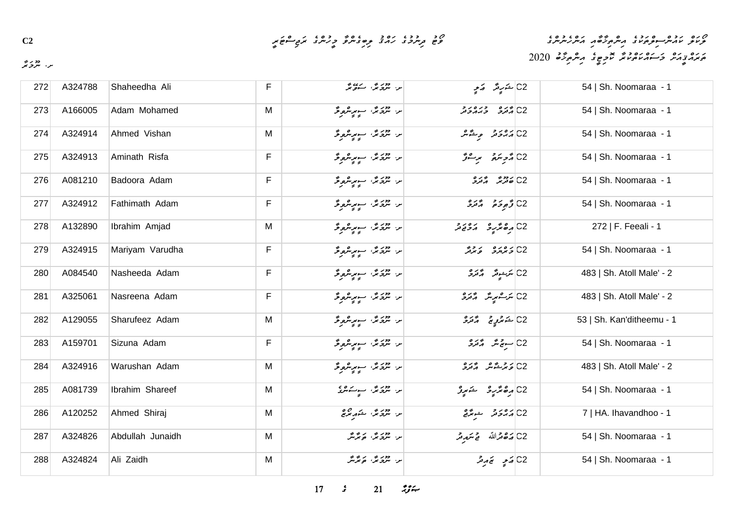| 272 | A324788 | Shaheedha Ali | F | ރ. ނޫމަރާ، ސަރަހައްދު | ޝަހީދާ ޢަލީ C2 | 54 \| Sh. Noomaraa - 1 |
|---|---|---|---|---|---|---|
| 273 | A166005 | Adam Mohamed | M | ރ. ނޫމަރާ، ސިލްވަރލައިޓް | އާދަމް މުޙައްމަދު C2 | 54 \| Sh. Noomaraa - 1 |
| 274 | A324914 | Ahmed Vishan | M | ރ. ނޫމަރާ، ސިލްވަރލައިޓް | އަޙްމަދު ވިޝާން C2 | 54 \| Sh. Noomaraa - 1 |
| 275 | A324913 | Aminath Risfa | F | ރ. ނޫމަރާ، ސިލްވަރލައިޓް | އާމިނަތު ރިސްފާ C2 | 54 \| Sh. Noomaraa - 1 |
| 276 | A081210 | Badoora Adam | F | ރ. ނޫމަރާ، ސިލްވަރލައިޓް | ބަދޫރާ އާދަމް C2 | 54 \| Sh. Noomaraa - 1 |
| 277 | A324912 | Fathimath Adam | F | ރ. ނޫމަރާ، ސިލްވަރލައިޓް | ފާތިމަތު އާދަމް C2 | 54 \| Sh. Noomaraa - 1 |
| 278 | A132890 | Ibrahim Amjad | M | ރ. ނޫމަރާ، ސިލްވަރލައިޓް | އިބްރާހީމް އަމްޖަދު C2 | 272 \| F. Feeali - 1 |
| 279 | A324915 | Mariyam Varudha | F | ރ. ނޫމަރާ، ސިލްވަރލައިޓް | މަރިޔަމް ވަރުދާ C2 | 54 \| Sh. Noomaraa - 1 |
| 280 | A084540 | Nasheeda Adam | F | ރ. ނޫމަރާ، ސިލްވަރލައިޓް | ނަޝީދާ އާދަމް C2 | 483 \| Sh. Atoll Male' - 2 |
| 281 | A325061 | Nasreena Adam | F | ރ. ނޫމަރާ، ސިލްވަރލައިޓް | ނަސްރީނާ އާދަމް C2 | 483 \| Sh. Atoll Male' - 2 |
| 282 | A129055 | Sharufeez Adam | M | ރ. ނޫމަރާ، ސިލްވަރލައިޓް | ޝަރުފީޒު އާދަމް C2 | 53 \| Sh. Kan'ditheemu - 1 |
| 283 | A159701 | Sizuna Adam | F | ރ. ނޫމަރާ، ސިލްވަރލައިޓް | ސިޒުނާ އާދަމް C2 | 54 \| Sh. Noomaraa - 1 |
| 284 | A324916 | Warushan Adam | M | ރ. ނޫމަރާ، ސިލްވަރލައިޓް | ވަރުޝާން އާދަމް C2 | 483 \| Sh. Atoll Male' - 2 |
| 285 | A081739 | Ibrahim Shareef | M | ރ. ނޫމަރާ، ސިލްސަކްރު | އިބްރާހީމް ޝަރީފު C2 | 54 \| Sh. Noomaraa - 1 |
| 286 | A120252 | Ahmed Shiraj | M | ރ. ނޫމަރާ، ޝަމްރޮކް | އަޙްމަދު ޝިރާޒު C2 | 7 \| HA. Ihavandhoo - 1 |
| 287 | A324826 | Abdullah Junaidh | M | ރ. ނޫމަރާ، ތަރާނާ | އަބްދުﷲ ޖުނައިދު C2 | 54 \| Sh. Noomaraa - 1 |
| 288 | A324824 | Ali Zaidh | M | ރ. ނޫމަރާ، ތަރާނާ | ޢަލީ ޒާއިދު C2 | 54 \| Sh. Noomaraa - 1 |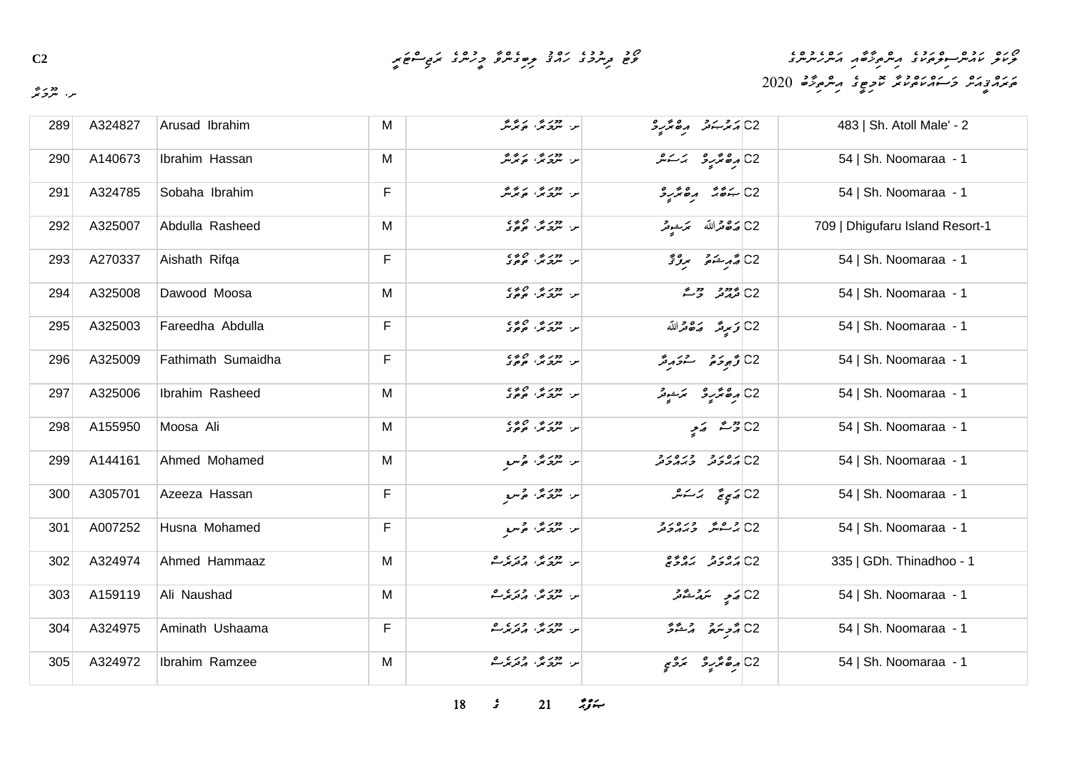| 289 | A324827 | Arusad Ibrahim | M | ނ. ނޫމަރާ، ވަރާށާ | C2 އަރުސަދު އިބްރާހީމް | 483 \| Sh. Atoll Male' - 2 |
|---|---|---|---|---|---|---|
| 290 | A140673 | Ibrahim Hassan | M | ނ. ނޫމަރާ، ވަރާށާ | C2 އިބްރާހީމް ހަސަން | 54 \| Sh. Noomaraa - 1 |
| 291 | A324785 | Sobaha Ibrahim | F | ނ. ނޫމަރާ، ވަރާށާ | C2 ސަބާހާ އިބްރާހީމް | 54 \| Sh. Noomaraa - 1 |
| 292 | A325007 | Abdulla Rasheed | M | ނ. ނޫމަރާ، ވަވާގެ | C2 އަބްދުﷲ ރަޝީދު | 709 \| Dhigufaru Island Resort-1 |
| 293 | A270337 | Aishath Rifqa | F | ނ. ނޫމަރާ، ވަވާގެ | C2 އާއިޝަތު ރިފްގާ | 54 \| Sh. Noomaraa - 1 |
| 294 | A325008 | Dawood Moosa | M | ނ. ނޫމަރާ، ވަވާގެ | C2 ދާއޫދު މޫސާ | 54 \| Sh. Noomaraa - 1 |
| 295 | A325003 | Fareedha Abdulla | F | ނ. ނޫމަރާ، ވަވާގެ | C2 ފަރީދާ އަބްދުﷲ | 54 \| Sh. Noomaraa - 1 |
| 296 | A325009 | Fathimath Sumaidha | F | ނ. ނޫމަރާ، ވަވާގެ | C2 ފާތިމަތު ސުމައިދާ | 54 \| Sh. Noomaraa - 1 |
| 297 | A325006 | Ibrahim Rasheed | M | ނ. ނޫމަރާ، ވަވާގެ | C2 އިބްރާހީމް ރަޝީދު | 54 \| Sh. Noomaraa - 1 |
| 298 | A155950 | Moosa Ali | M | ނ. ނޫމަރާ، ވަވާގެ | C2 މޫސާ އަލި | 54 \| Sh. Noomaraa - 1 |
| 299 | A144161 | Ahmed Mohamed | M | ނ. ނޫމަރާ، ވަސި | C2 އަހްމަދު މުހައްމަދު | 54 \| Sh. Noomaraa - 1 |
| 300 | A305701 | Azeeza Hassan | F | ނ. ނޫމަރާ، ވަސި | C2 އަޒީޒާ ހަސަން | 54 \| Sh. Noomaraa - 1 |
| 301 | A007252 | Husna Mohamed | F | ނ. ނޫމަރާ، ވަސި | C2 ހުސްނާ މުހައްމަދު | 54 \| Sh. Noomaraa - 1 |
| 302 | A324974 | Ahmed Hammaaz | M | ނ. ނޫމަރާ، އުދަރެސް | C2 އަހްމަދު ހައްމާޒު | 335 \| GDh. Thinadhoo - 1 |
| 303 | A159119 | Ali Naushad | M | ނ. ނޫމަރާ، އުދަރެސް | C2 އަލި ނައުޝާދު | 54 \| Sh. Noomaraa - 1 |
| 304 | A324975 | Aminath Ushaama | F | ނ. ނޫމަރާ، އުދަރެސް | C2 އާމިނަތު އުޝާމާ | 54 \| Sh. Noomaraa - 1 |
| 305 | A324972 | Ibrahim Ramzee | M | ނ. ނޫމަރާ، އުދަރެސް | C2 އިބްރާހީމް ރަމްޒީ | 54 \| Sh. Noomaraa - 1 |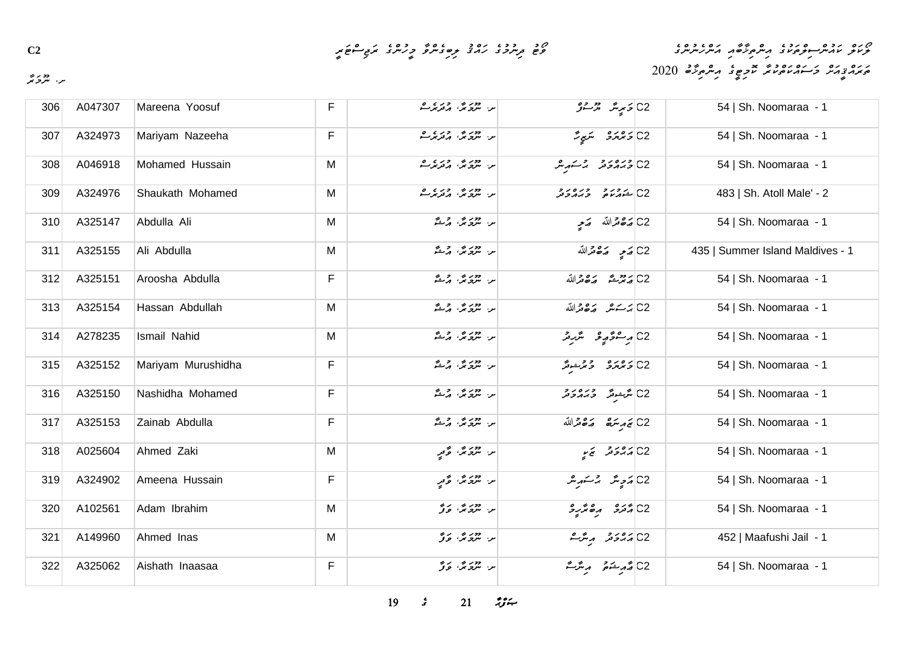| 306 | A047307 | Mareena Yoosuf | F | س. ނޫމަރާ، އުދަރުސް | މަރީނާ ޔޫސުފް C2 | 54 \| Sh. Noomaraa - 1 |
|---|---|---|---|---|---|---|
| 307 | A324973 | Mariyam Nazeeha | F | ސ. ނޫމަރާ، އުދަރުސް | މަރިޔަމް ނަޒީހާ C2 | 54 \| Sh. Noomaraa - 1 |
| 308 | A046918 | Mohamed Hussain | M | ސ. ނޫމަރާ، އުދަރުސް | މުހައްމަދު ހުސައިން C2 | 54 \| Sh. Noomaraa - 1 |
| 309 | A324976 | Shaukath Mohamed | M | ސ. ނޫމަރާ، އުދަރުސް | ޝައުކަތު މުހައްމަދު C2 | 483 \| Sh. Atoll Male' - 2 |
| 310 | A325147 | Abdulla Ali | M | ސ. ނޫމަރާ، އުޝާ | އަބްދުﷲ ޢަލީ C2 | 54 \| Sh. Noomaraa - 1 |
| 311 | A325155 | Ali Abdulla | M | ސ. ނޫމަރާ، އުޝާ | ޢަލީ އަބްދުﷲ C2 | 435 \| Summer Island Maldives - 1 |
| 312 | A325151 | Aroosha Abdulla | F | ސ. ނޫމަރާ، އުޝާ | އަރޫޝާ އަބްދުﷲ C2 | 54 \| Sh. Noomaraa - 1 |
| 313 | A325154 | Hassan Abdullah | M | ސ. ނޫމަރާ، އުޝާ | ހަސަން އަބްދުﷲ C2 | 54 \| Sh. Noomaraa - 1 |
| 314 | A278235 | Ismail Nahid | M | ސ. ނޫމަރާ، އުޝާ | އިސްމާޢީލް ނާހިދު C2 | 54 \| Sh. Noomaraa - 1 |
| 315 | A325152 | Mariyam Murushidha | F | ސ. ނޫމަރާ، އުޝާ | މަރިޔަމް މުރުޝިދާ C2 | 54 \| Sh. Noomaraa - 1 |
| 316 | A325150 | Nashidha Mohamed | F | ސ. ނޫމަރާ، އުޝާ | ނާޝިދާ މުހައްމަދު C2 | 54 \| Sh. Noomaraa - 1 |
| 317 | A325153 | Zainab Abdulla | F | ސ. ނޫމަރާ، އުޝާ | ޒައިނަބް އަބްދުﷲ C2 | 54 \| Sh. Noomaraa - 1 |
| 318 | A025604 | Ahmed Zaki | M | ސ. ނޫމަރާ، ވާދީ | އަހްމަދު ޒަކީ C2 | 54 \| Sh. Noomaraa - 1 |
| 319 | A324902 | Ameena Hussain | F | ސ. ނޫމަރާ، ވާދީ | އަމީނާ ހުސައިން C2 | 54 \| Sh. Noomaraa - 1 |
| 320 | A102561 | Adam Ibrahim | M | ސ. ނޫމަރާ، ވަފާ | އާދަމް އިބްރާހީމް C2 | 54 \| Sh. Noomaraa - 1 |
| 321 | A149960 | Ahmed Inas | M | ސ. ނޫމަރާ، ވަފާ | އަހްމަދު އިނާސް C2 | 452 \| Maafushi Jail - 1 |
| 322 | A325062 | Aishath Inaasaa | F | ސ. ނޫމަރާ، ވަފާ | އާއިޝަތު އިނާސާ C2 | 54 \| Sh. Noomaraa - 1 |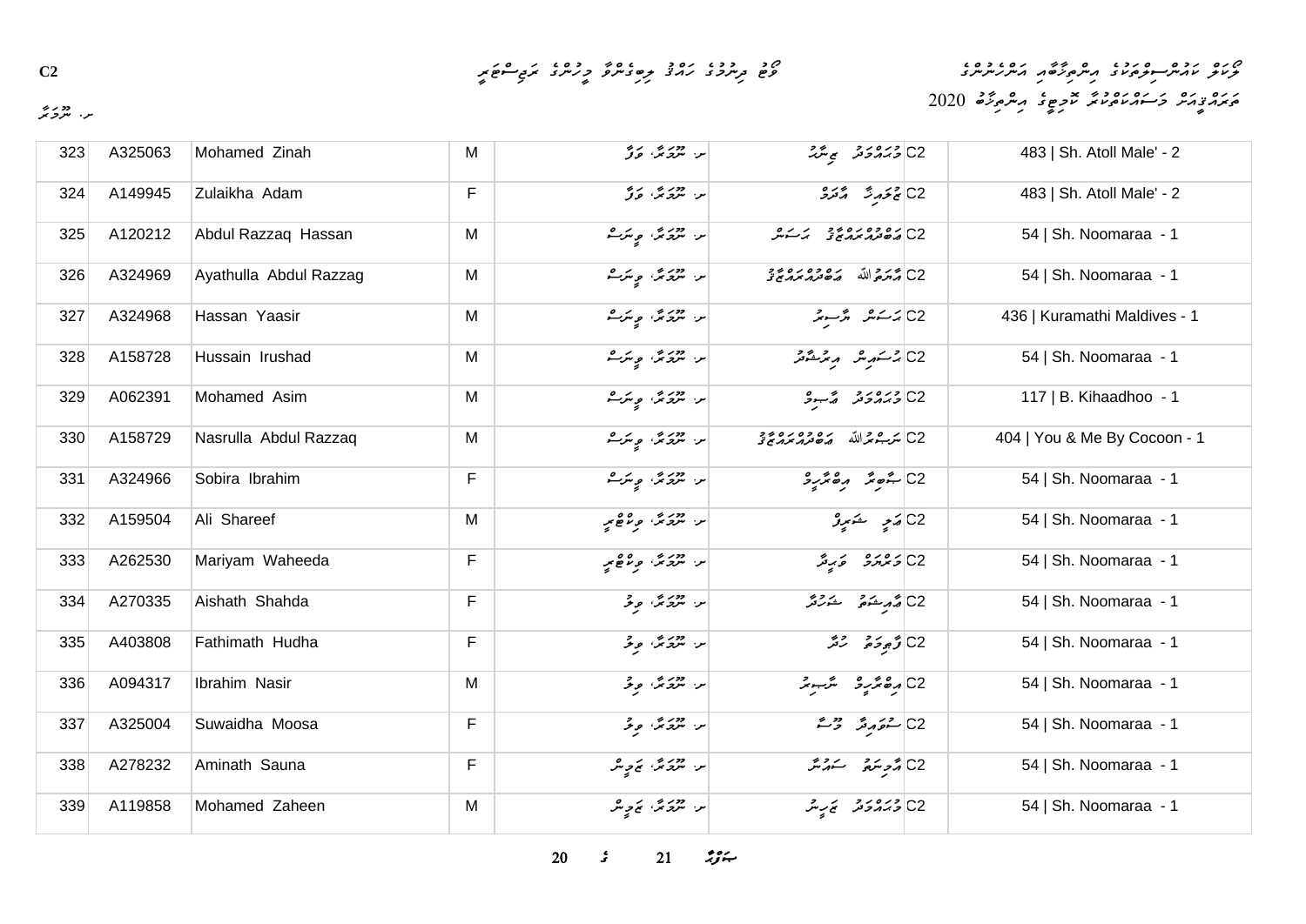| 323 | A325063 | Mohamed Zinah | M | س. ނޫމަރާ، ވަފާ | C2 ޖުމްހޫރީ ނިޒާމް | 483 \| Sh. Atoll Male' - 2 |
|---|---|---|---|---|---|---|
| 324 | A149945 | Zulaikha Adam | F | ސ. ނޫމަރާ، ވަފާ | C2 ޒުލައިޚާ އާދަމް | 483 \| Sh. Atoll Male' - 2 |
| 325 | A120212 | Abdul Razzaq Hassan | M | ސ. ނޫމަރާ، ވިނަސް | C2 އަބްދުއްރައްޒާޤު ހަސަން | 54 \| Sh. Noomaraa - 1 |
| 326 | A324969 | Ayathulla Abdul Razzag | M | ސ. ނޫމަރާ، ވިނަސް | C2 އާޔަތުﷲ އަބްދުއްރައްޒާގު | 54 \| Sh. Noomaraa - 1 |
| 327 | A324968 | Hassan Yaasir | M | ސ. ނޫމަރާ، ވިނަސް | C2 ހަސަން ޔާސިރު | 436 \| Kuramathi Maldives - 1 |
| 328 | A158728 | Hussain Irushad | M | ސ. ނޫމަރާ، ވިނަސް | C2 ހުސައިން އިރުޝާދު | 54 \| Sh. Noomaraa - 1 |
| 329 | A062391 | Mohamed Asim | M | ސ. ނޫމަރާ، ވިނަސް | C2 މުހައްމަދު އާސިމް | 117 \| B. Kihaadhoo - 1 |
| 330 | A158729 | Nasrulla Abdul Razzaq | M | ސ. ނޫމަރާ، ވިނަސް | C2 ނަސްރުﷲ އަބްދުއްރައްޒާޤު | 404 \| You & Me By Cocoon - 1 |
| 331 | A324966 | Sobira Ibrahim | F | ސ. ނޫމަރާ، ވިނަސް | C2 ޞާބިރާ އިބްރާހިމް | 54 \| Sh. Noomaraa - 1 |
| 332 | A159504 | Ali Shareef | M | ސ. ނޫމަރާ، ވިލާބީ | C2 އަލި ޝަރީފް | 54 \| Sh. Noomaraa - 1 |
| 333 | A262530 | Mariyam Waheeda | F | ސ. ނޫމަރާ، ވިލާބީ | C2 މަރިޔަމް ވަހީދާ | 54 \| Sh. Noomaraa - 1 |
| 334 | A270335 | Aishath Shahda | F | ސ. ނޫމަރާ، ވިލާ | C2 އާއިޝަތު ޝަހްދާ | 54 \| Sh. Noomaraa - 1 |
| 335 | A403808 | Fathimath Hudha | F | ސ. ނޫމަރާ، ވިލާ | C2 ފާތިމަތު ހުދާ | 54 \| Sh. Noomaraa - 1 |
| 336 | A094317 | Ibrahim Nasir | M | ސ. ނޫމަރާ، ވިލާ | C2 އިބްރާހިމް ނާސިރު | 54 \| Sh. Noomaraa - 1 |
| 337 | A325004 | Suwaidha Moosa | F | ސ. ނޫމަރާ، ވިލާ | C2 ސުވައިދާ މޫސާ | 54 \| Sh. Noomaraa - 1 |
| 338 | A278232 | Aminath Sauna | F | ސ. ނޫމަރާ، ޒަވިން | C2 އާމިނަތު ސައުނާ | 54 \| Sh. Noomaraa - 1 |
| 339 | A119858 | Mohamed Zaheen | M | ސ. ނޫމަރާ، ޒަވިން | C2 މުހައްމަދު ޒަހީން | 54 \| Sh. Noomaraa - 1 |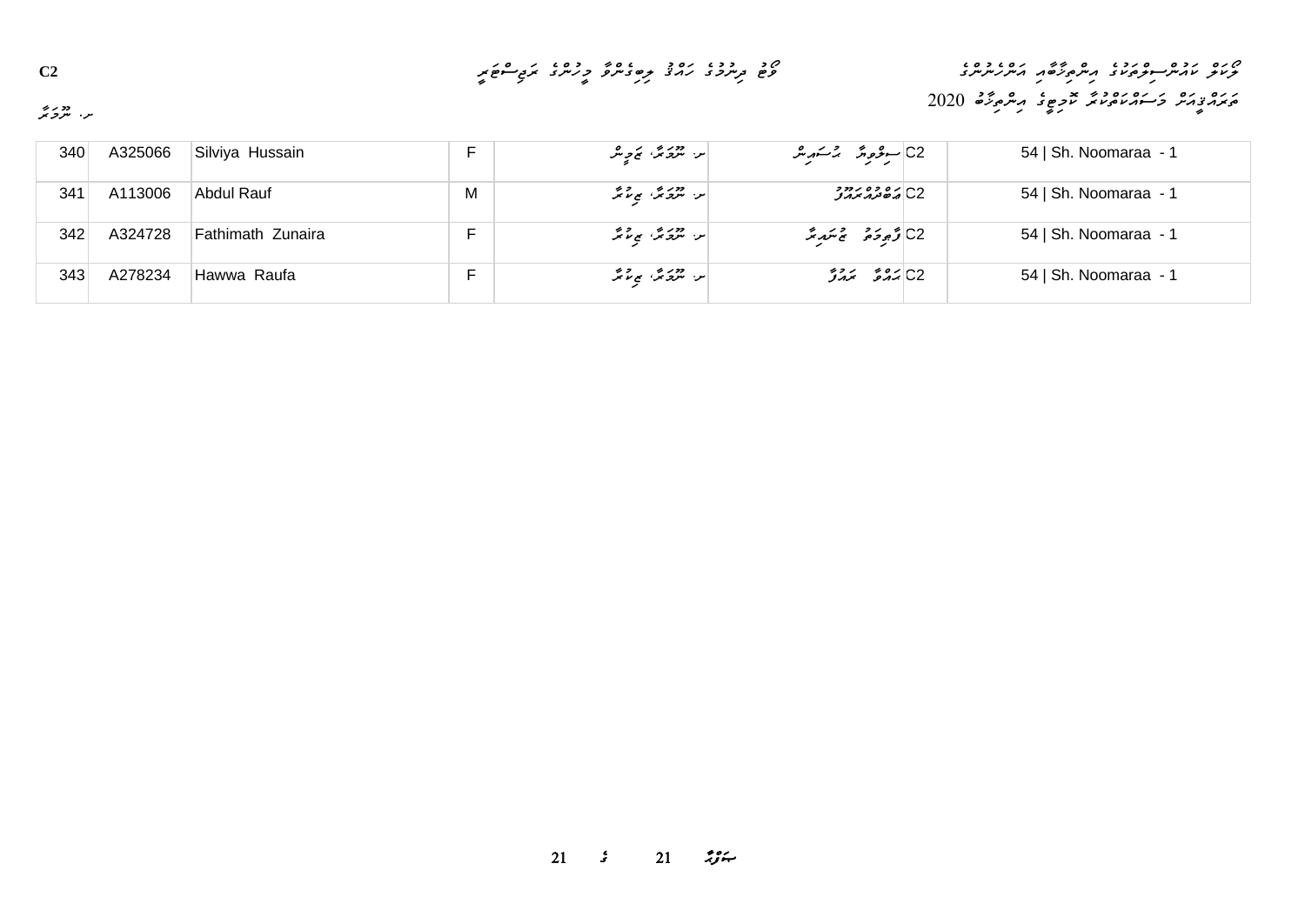C2

ޝާހީދު ހިޔާނަތް ކުރިމަތީގައި ދިއްދޭ ޖަހާ ގޮތުގެ ދަފްތަރު

ލޯކަލް ކައުންސިލްތަކުގެ އިންތިޚާބާއި ޢަލާޤާތްހުރި އަންހެނުންގެ ކޮމިޓީ
އިންތިޚާބު 2020

ށ. ނޫމަރާ

| | | | | | | |
|---|---|---|---|---|---|---|
| 340 | A325066 | Silviya Hussain | F | ށ. ނޫމަރާ، ޖަވާހިރު | ސިލްވިޔާ ހުސައިން C2 | 54 \| Sh. Noomaraa - 1 |
| 341 | A113006 | Abdul Rauf | M | ށ. ނޫމަރާ، ޖަވާހާ | އަބްދުއްރަޢޫފު C2 | 54 \| Sh. Noomaraa - 1 |
| 342 | A324728 | Fathimath Zunaira | F | ށ. ނޫމަރާ، ޖަވާހާ | ފާތިމަތު ޒުނައިރާ C2 | 54 \| Sh. Noomaraa - 1 |
| 343 | A278234 | Hawwa Raufa | F | ށ. ނޫމަރާ، ޖަވާހާ | ހައްވާ ރައުފާ C2 | 54 \| Sh. Noomaraa - 1 |